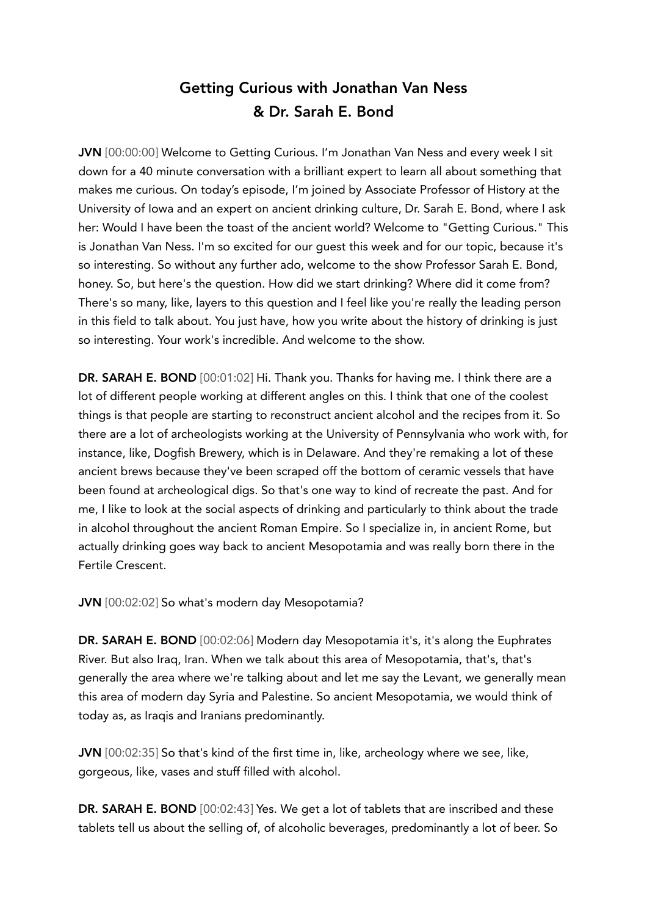# Getting Curious with Jonathan Van Ness & Dr. Sarah E. Bond

**JVN** [00:00:00] Welcome to Getting Curious. I'm Jonathan Van Ness and every week I sit down for a 40 minute conversation with a brilliant expert to learn all about something that makes me curious. On today's episode, I'm joined by Associate Professor of History at the University of Iowa and an expert on ancient drinking culture, Dr. Sarah E. Bond, where I ask her: Would I have been the toast of the ancient world? Welcome to "Getting Curious." This is Jonathan Van Ness. I'm so excited for our guest this week and for our topic, because it's so interesting. So without any further ado, welcome to the show Professor Sarah E. Bond, honey. So, but here's the question. How did we start drinking? Where did it come from? There's so many, like, layers to this question and I feel like you're really the leading person in this field to talk about. You just have, how you write about the history of drinking is just so interesting. Your work's incredible. And welcome to the show.

**DR. SARAH E. BOND** [00:01:02] Hi. Thank you. Thanks for having me. I think there are a lot of different people working at different angles on this. I think that one of the coolest things is that people are starting to reconstruct ancient alcohol and the recipes from it. So there are a lot of archeologists working at the University of Pennsylvania who work with, for instance, like, Dogfish Brewery, which is in Delaware. And they're remaking a lot of these ancient brews because they've been scraped off the bottom of ceramic vessels that have been found at archeological digs. So that's one way to kind of recreate the past. And for me, I like to look at the social aspects of drinking and particularly to think about the trade in alcohol throughout the ancient Roman Empire. So I specialize in, in ancient Rome, but actually drinking goes way back to ancient Mesopotamia and was really born there in the Fertile Crescent.

**JVN** [00:02:02] So what's modern day Mesopotamia?

**DR. SARAH E. BOND** [00:02:06] Modern day Mesopotamia it's, it's along the Euphrates River. But also Iraq, Iran. When we talk about this area of Mesopotamia, that's, that's generally the area where we're talking about and let me say the Levant, we generally mean this area of modern day Syria and Palestine. So ancient Mesopotamia, we would think of today as, as Iraqis and Iranians predominantly.

**JVN** [00:02:35] So that's kind of the first time in, like, archeology where we see, like, gorgeous, like, vases and stuff filled with alcohol.

**DR. SARAH E. BOND** [00:02:43] Yes. We get a lot of tablets that are inscribed and these tablets tell us about the selling of, of alcoholic beverages, predominantly a lot of beer. So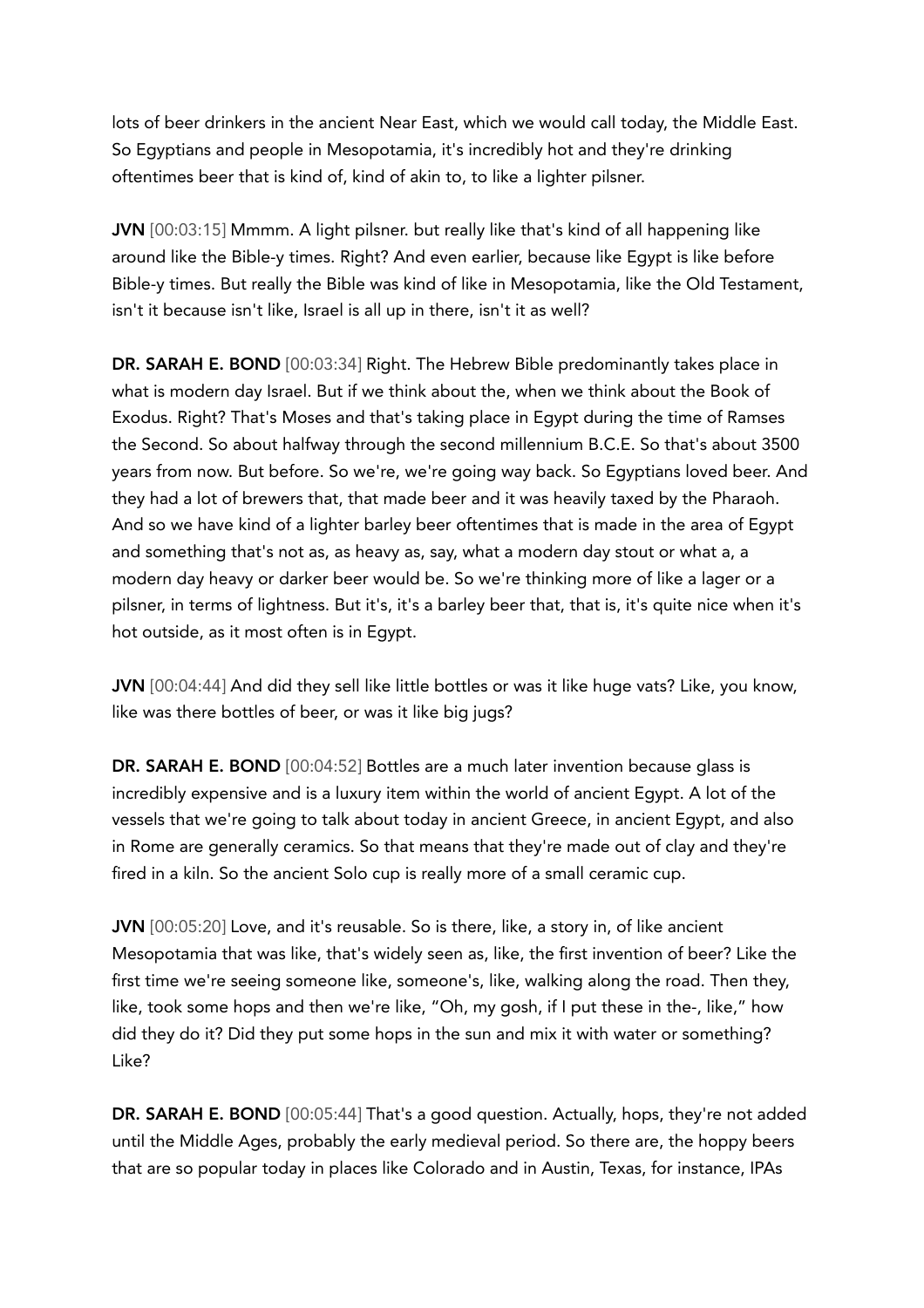lots of beer drinkers in the ancient Near East, which we would call today, the Middle East. So Egyptians and people in Mesopotamia, it's incredibly hot and they're drinking oftentimes beer that is kind of, kind of akin to, to like a lighter pilsner.

**JVN** [00:03:15] Mmmm. A light pilsner. but really like that's kind of all happening like around like the Bible-y times. Right? And even earlier, because like Egypt is like before Bible-y times. But really the Bible was kind of like in Mesopotamia, like the Old Testament, isn't it because isn't like, Israel is all up in there, isn't it as well?

**DR. SARAH E. BOND** [00:03:34] Right. The Hebrew Bible predominantly takes place in what is modern day Israel. But if we think about the, when we think about the Book of Exodus. Right? That's Moses and that's taking place in Egypt during the time of Ramses the Second. So about halfway through the second millennium B.C.E. So that's about 3500 years from now. But before. So we're, we're going way back. So Egyptians loved beer. And they had a lot of brewers that, that made beer and it was heavily taxed by the Pharaoh. And so we have kind of a lighter barley beer oftentimes that is made in the area of Egypt and something that's not as, as heavy as, say, what a modern day stout or what a, a modern day heavy or darker beer would be. So we're thinking more of like a lager or a pilsner, in terms of lightness. But it's, it's a barley beer that, that is, it's quite nice when it's hot outside, as it most often is in Egypt.

**JVN** [00:04:44] And did they sell like little bottles or was it like huge vats? Like, you know, like was there bottles of beer, or was it like big jugs?

**DR. SARAH E. BOND** [00:04:52] Bottles are a much later invention because glass is incredibly expensive and is a luxury item within the world of ancient Egypt. A lot of the vessels that we're going to talk about today in ancient Greece, in ancient Egypt, and also in Rome are generally ceramics. So that means that they're made out of clay and they're fired in a kiln. So the ancient Solo cup is really more of a small ceramic cup.

**JVN** [00:05:20] Love, and it's reusable. So is there, like, a story in, of like ancient Mesopotamia that was like, that's widely seen as, like, the first invention of beer? Like the first time we're seeing someone like, someone's, like, walking along the road. Then they, like, took some hops and then we're like, "Oh, my gosh, if I put these in the-, like," how did they do it? Did they put some hops in the sun and mix it with water or something? Like?

**DR. SARAH E. BOND** [00:05:44] That's a good question. Actually, hops, they're not added until the Middle Ages, probably the early medieval period. So there are, the hoppy beers that are so popular today in places like Colorado and in Austin, Texas, for instance, IPAs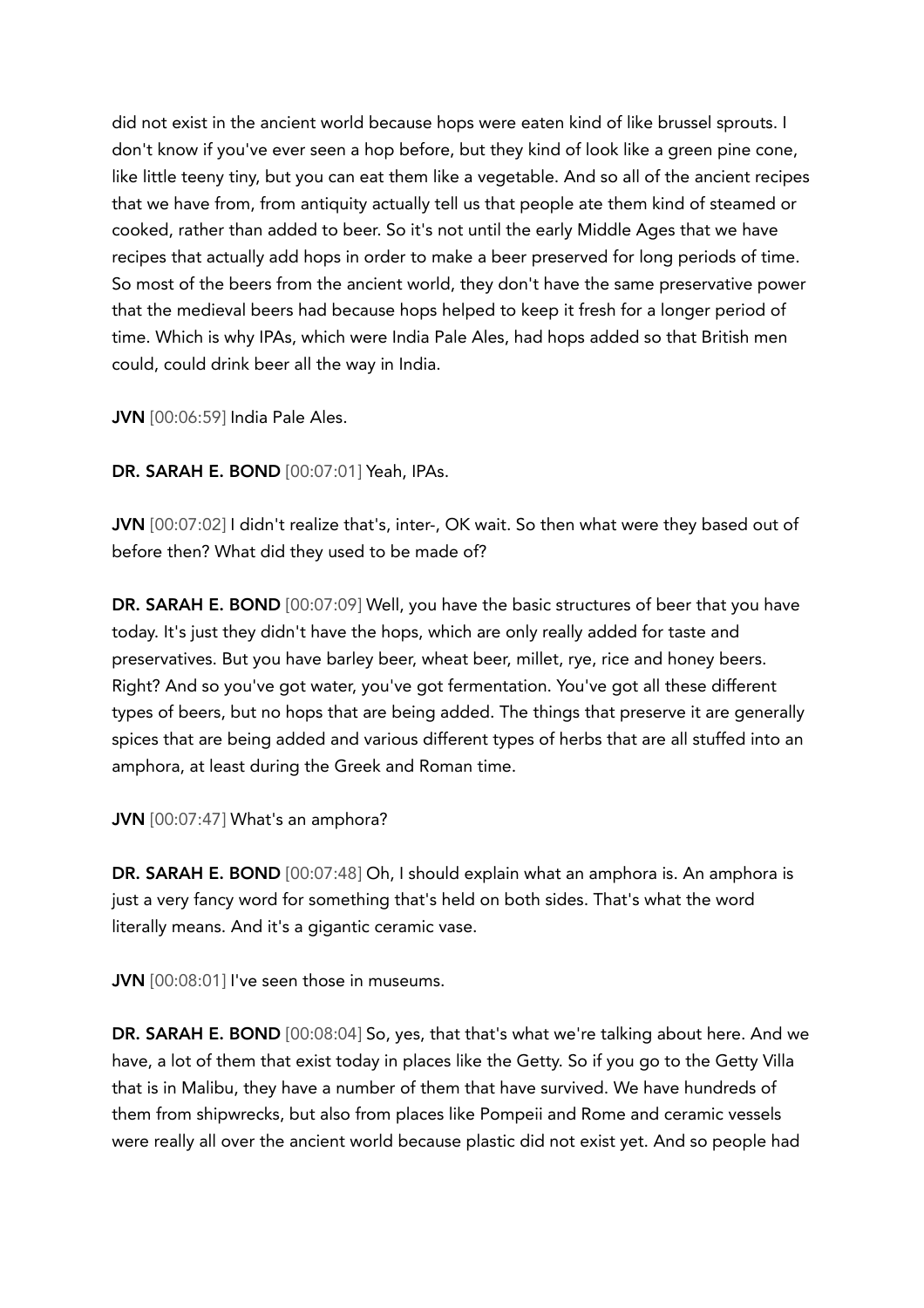did not exist in the ancient world because hops were eaten kind of like brussel sprouts. I don't know if you've ever seen a hop before, but they kind of look like a green pine cone, like little teeny tiny, but you can eat them like a vegetable. And so all of the ancient recipes that we have from, from antiquity actually tell us that people ate them kind of steamed or cooked, rather than added to beer. So it's not until the early Middle Ages that we have recipes that actually add hops in order to make a beer preserved for long periods of time. So most of the beers from the ancient world, they don't have the same preservative power that the medieval beers had because hops helped to keep it fresh for a longer period of time. Which is why IPAs, which were India Pale Ales, had hops added so that British men could, could drink beer all the way in India.

**JVN** [00:06:59] India Pale Ales.

**DR. SARAH E. BOND** [00:07:01] Yeah, IPAs.

**JVN** [00:07:02] I didn't realize that's, inter-, OK wait. So then what were they based out of before then? What did they used to be made of?

**DR. SARAH E. BOND** [00:07:09] Well, you have the basic structures of beer that you have today. It's just they didn't have the hops, which are only really added for taste and preservatives. But you have barley beer, wheat beer, millet, rye, rice and honey beers. Right? And so you've got water, you've got fermentation. You've got all these different types of beers, but no hops that are being added. The things that preserve it are generally spices that are being added and various different types of herbs that are all stuffed into an amphora, at least during the Greek and Roman time.

**JVN** [00:07:47] What's an amphora?

**DR. SARAH E. BOND** [00:07:48] Oh, I should explain what an amphora is. An amphora is just a very fancy word for something that's held on both sides. That's what the word literally means. And it's a gigantic ceramic vase.

**JVN** [00:08:01] I've seen those in museums.

**DR. SARAH E. BOND** [00:08:04] So, yes, that that's what we're talking about here. And we have, a lot of them that exist today in places like the Getty. So if you go to the Getty Villa that is in Malibu, they have a number of them that have survived. We have hundreds of them from shipwrecks, but also from places like Pompeii and Rome and ceramic vessels were really all over the ancient world because plastic did not exist yet. And so people had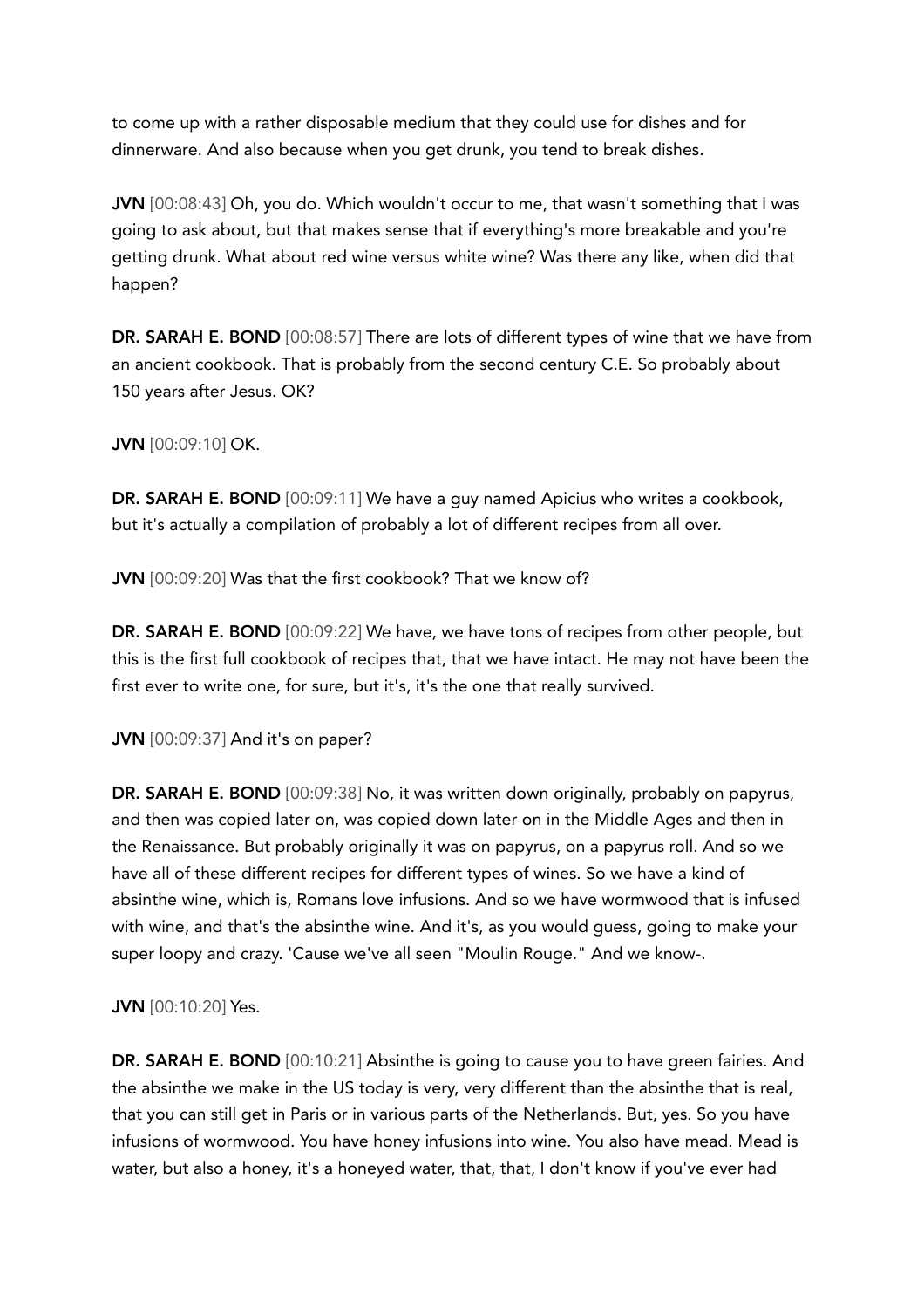to come up with a rather disposable medium that they could use for dishes and for dinnerware. And also because when you get drunk, you tend to break dishes.

**JVN** [00:08:43] Oh, you do. Which wouldn't occur to me, that wasn't something that I was going to ask about, but that makes sense that if everything's more breakable and you're getting drunk. What about red wine versus white wine? Was there any like, when did that happen?

**DR. SARAH E. BOND** [00:08:57] There are lots of different types of wine that we have from an ancient cookbook. That is probably from the second century C.E. So probably about 150 years after Jesus. OK?

**JVN** [00:09:10] OK.

**DR. SARAH E. BOND** [00:09:11] We have a guy named Apicius who writes a cookbook, but it's actually a compilation of probably a lot of different recipes from all over.

**JVN** [00:09:20] Was that the first cookbook? That we know of?

**DR. SARAH E. BOND** [00:09:22] We have, we have tons of recipes from other people, but this is the first full cookbook of recipes that, that we have intact. He may not have been the first ever to write one, for sure, but it's, it's the one that really survived.

**JVN** [00:09:37] And it's on paper?

**DR. SARAH E. BOND** [00:09:38] No, it was written down originally, probably on papyrus, and then was copied later on, was copied down later on in the Middle Ages and then in the Renaissance. But probably originally it was on papyrus, on a papyrus roll. And so we have all of these different recipes for different types of wines. So we have a kind of absinthe wine, which is, Romans love infusions. And so we have wormwood that is infused with wine, and that's the absinthe wine. And it's, as you would guess, going to make your super loopy and crazy. 'Cause we've all seen "Moulin Rouge." And we know-.

**JVN** [00:10:20] Yes.

**DR. SARAH E. BOND** [00:10:21] Absinthe is going to cause you to have green fairies. And the absinthe we make in the US today is very, very different than the absinthe that is real, that you can still get in Paris or in various parts of the Netherlands. But, yes. So you have infusions of wormwood. You have honey infusions into wine. You also have mead. Mead is water, but also a honey, it's a honeyed water, that, that, I don't know if you've ever had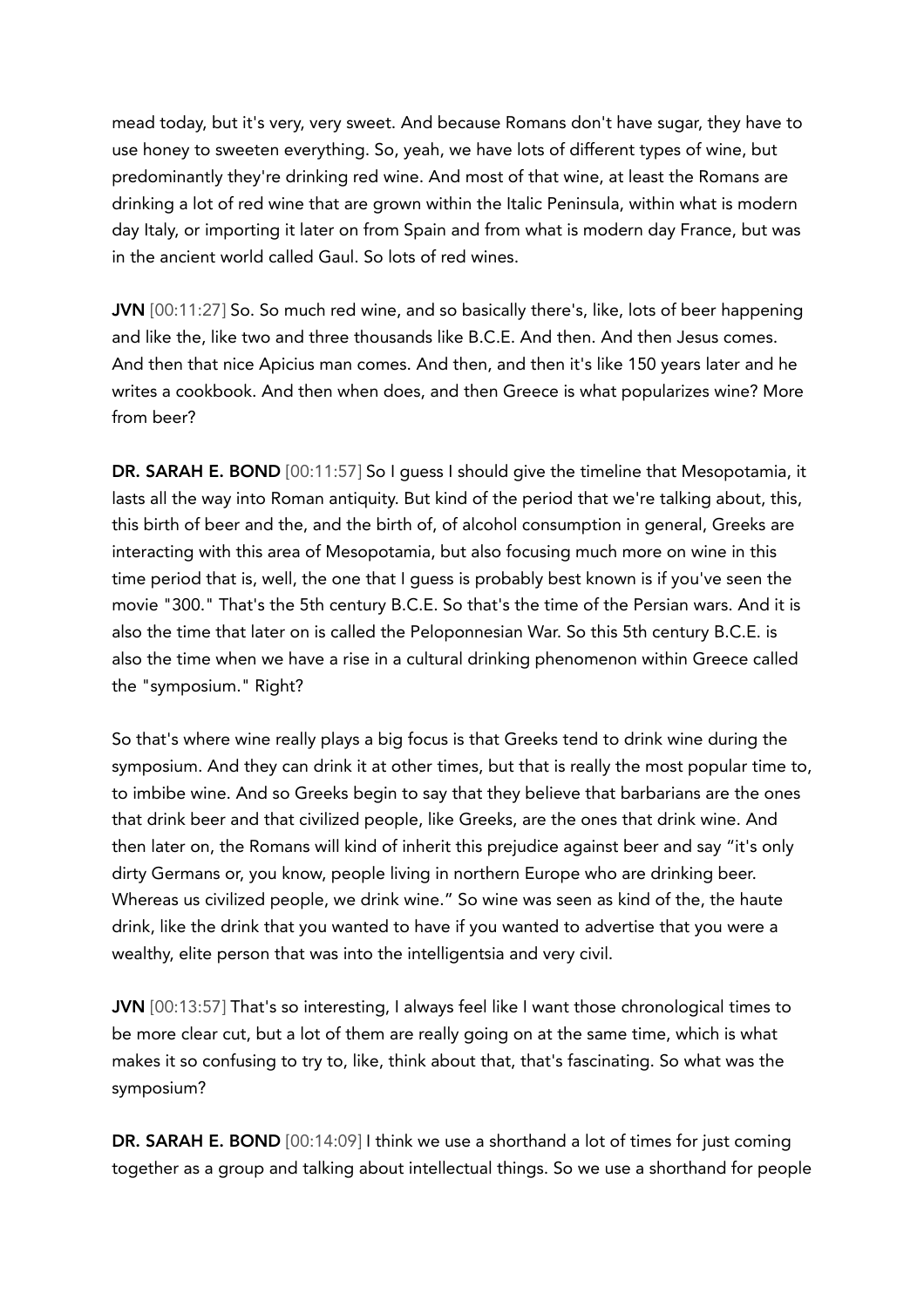mead today, but it's very, very sweet. And because Romans don't have sugar, they have to use honey to sweeten everything. So, yeah, we have lots of different types of wine, but predominantly they're drinking red wine. And most of that wine, at least the Romans are drinking a lot of red wine that are grown within the Italic Peninsula, within what is modern day Italy, or importing it later on from Spain and from what is modern day France, but was in the ancient world called Gaul. So lots of red wines.

**JVN** [00:11:27] So. So much red wine, and so basically there's, like, lots of beer happening and like the, like two and three thousands like B.C.E. And then. And then Jesus comes. And then that nice Apicius man comes. And then, and then it's like 150 years later and he writes a cookbook. And then when does, and then Greece is what popularizes wine? More from beer?

**DR. SARAH E. BOND** [00:11:57] So I guess I should give the timeline that Mesopotamia, it lasts all the way into Roman antiquity. But kind of the period that we're talking about, this, this birth of beer and the, and the birth of, of alcohol consumption in general, Greeks are interacting with this area of Mesopotamia, but also focusing much more on wine in this time period that is, well, the one that I guess is probably best known is if you've seen the movie "300." That's the 5th century B.C.E. So that's the time of the Persian wars. And it is also the time that later on is called the Peloponnesian War. So this 5th century B.C.E. is also the time when we have a rise in a cultural drinking phenomenon within Greece called the "symposium." Right?

So that's where wine really plays a big focus is that Greeks tend to drink wine during the symposium. And they can drink it at other times, but that is really the most popular time to, to imbibe wine. And so Greeks begin to say that they believe that barbarians are the ones that drink beer and that civilized people, like Greeks, are the ones that drink wine. And then later on, the Romans will kind of inherit this prejudice against beer and say "it's only dirty Germans or, you know, people living in northern Europe who are drinking beer. Whereas us civilized people, we drink wine." So wine was seen as kind of the, the haute drink, like the drink that you wanted to have if you wanted to advertise that you were a wealthy, elite person that was into the intelligentsia and very civil.

**JVN** [00:13:57] That's so interesting, I always feel like I want those chronological times to be more clear cut, but a lot of them are really going on at the same time, which is what makes it so confusing to try to, like, think about that, that's fascinating. So what was the symposium?

**DR. SARAH E. BOND** [00:14:09] I think we use a shorthand a lot of times for just coming together as a group and talking about intellectual things. So we use a shorthand for people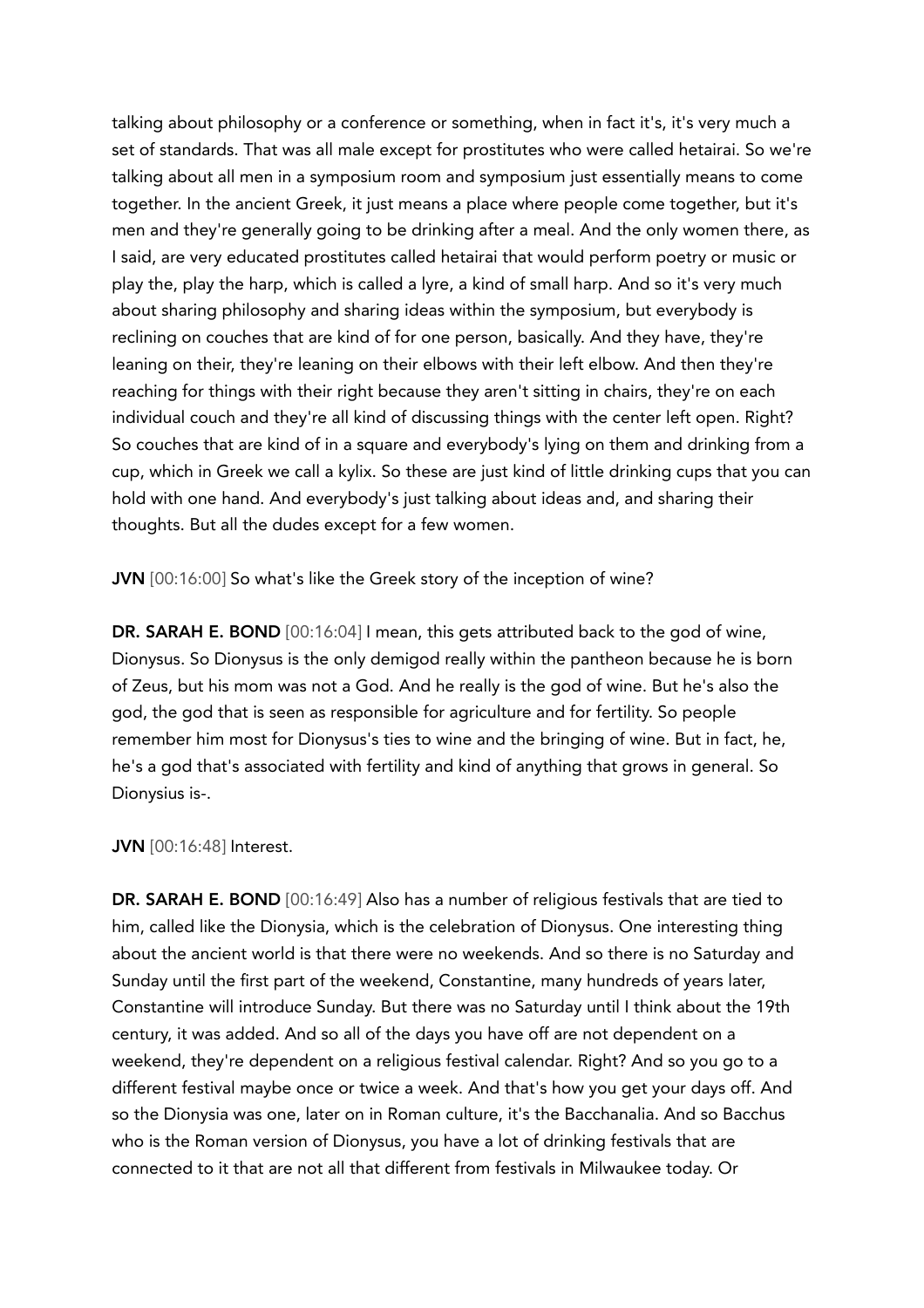talking about philosophy or a conference or something, when in fact it's, it's very much a set of standards. That was all male except for prostitutes who were called hetairai. So we're talking about all men in a symposium room and symposium just essentially means to come together. In the ancient Greek, it just means a place where people come together, but it's men and they're generally going to be drinking after a meal. And the only women there, as I said, are very educated prostitutes called hetairai that would perform poetry or music or play the, play the harp, which is called a lyre, a kind of small harp. And so it's very much about sharing philosophy and sharing ideas within the symposium, but everybody is reclining on couches that are kind of for one person, basically. And they have, they're leaning on their, they're leaning on their elbows with their left elbow. And then they're reaching for things with their right because they aren't sitting in chairs, they're on each individual couch and they're all kind of discussing things with the center left open. Right? So couches that are kind of in a square and everybody's lying on them and drinking from a cup, which in Greek we call a kylix. So these are just kind of little drinking cups that you can hold with one hand. And everybody's just talking about ideas and, and sharing their thoughts. But all the dudes except for a few women.

**JVN** [00:16:00] So what's like the Greek story of the inception of wine?

**DR. SARAH E. BOND** [00:16:04] I mean, this gets attributed back to the god of wine, Dionysus. So Dionysus is the only demigod really within the pantheon because he is born of Zeus, but his mom was not a God. And he really is the god of wine. But he's also the god, the god that is seen as responsible for agriculture and for fertility. So people remember him most for Dionysus's ties to wine and the bringing of wine. But in fact, he, he's a god that's associated with fertility and kind of anything that grows in general. So Dionysius is-.

**JVN** [00:16:48] Interest.

**DR. SARAH E. BOND** [00:16:49] Also has a number of religious festivals that are tied to him, called like the Dionysia, which is the celebration of Dionysus. One interesting thing about the ancient world is that there were no weekends. And so there is no Saturday and Sunday until the first part of the weekend, Constantine, many hundreds of years later, Constantine will introduce Sunday. But there was no Saturday until I think about the 19th century, it was added. And so all of the days you have off are not dependent on a weekend, they're dependent on a religious festival calendar. Right? And so you go to a different festival maybe once or twice a week. And that's how you get your days off. And so the Dionysia was one, later on in Roman culture, it's the Bacchanalia. And so Bacchus who is the Roman version of Dionysus, you have a lot of drinking festivals that are connected to it that are not all that different from festivals in Milwaukee today. Or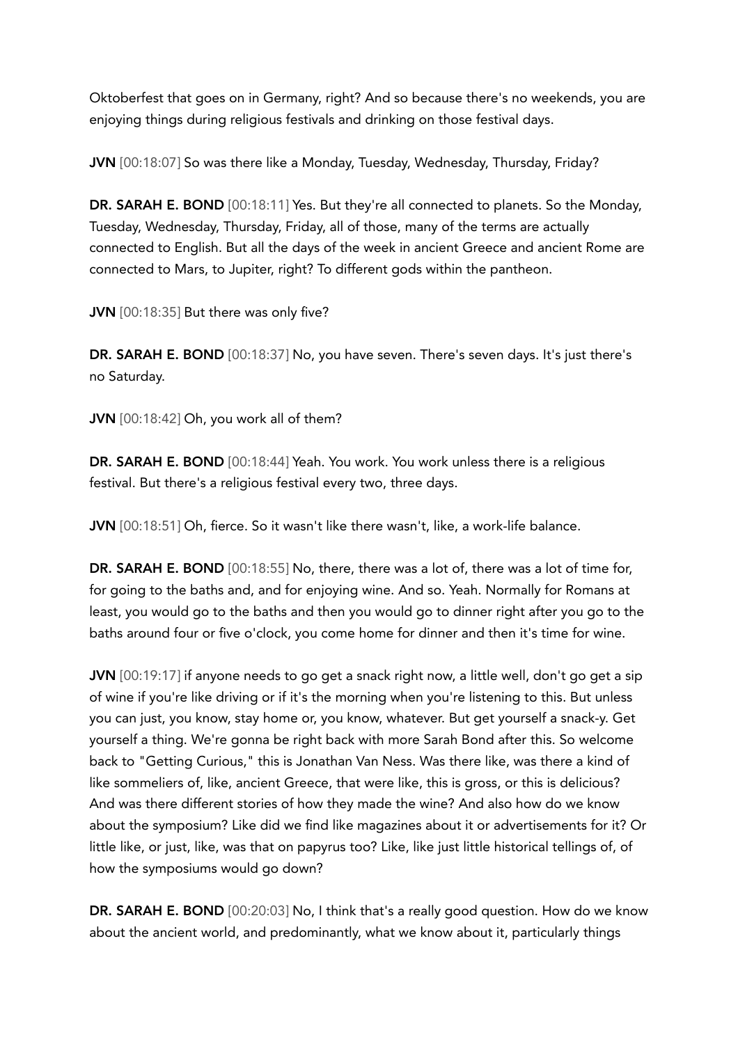Oktoberfest that goes on in Germany, right? And so because there's no weekends, you are enjoying things during religious festivals and drinking on those festival days.

**JVN** [00:18:07] So was there like a Monday, Tuesday, Wednesday, Thursday, Friday?

**DR. SARAH E. BOND** [00:18:11] Yes. But they're all connected to planets. So the Monday, Tuesday, Wednesday, Thursday, Friday, all of those, many of the terms are actually connected to English. But all the days of the week in ancient Greece and ancient Rome are connected to Mars, to Jupiter, right? To different gods within the pantheon.

**JVN** [00:18:35] But there was only five?

**DR. SARAH E. BOND** [00:18:37] No, you have seven. There's seven days. It's just there's no Saturday.

**JVN** [00:18:42] Oh, you work all of them?

**DR. SARAH E. BOND** [00:18:44] Yeah. You work. You work unless there is a religious festival. But there's a religious festival every two, three days.

**JVN** [00:18:51] Oh, fierce. So it wasn't like there wasn't, like, a work-life balance.

**DR. SARAH E. BOND** [00:18:55] No, there, there was a lot of, there was a lot of time for, for going to the baths and, and for enjoying wine. And so. Yeah. Normally for Romans at least, you would go to the baths and then you would go to dinner right after you go to the baths around four or five o'clock, you come home for dinner and then it's time for wine.

**JVN** [00:19:17] if anyone needs to go get a snack right now, a little well, don't go get a sip of wine if you're like driving or if it's the morning when you're listening to this. But unless you can just, you know, stay home or, you know, whatever. But get yourself a snack-y. Get yourself a thing. We're gonna be right back with more Sarah Bond after this. So welcome back to "Getting Curious," this is Jonathan Van Ness. Was there like, was there a kind of like sommeliers of, like, ancient Greece, that were like, this is gross, or this is delicious? And was there different stories of how they made the wine? And also how do we know about the symposium? Like did we find like magazines about it or advertisements for it? Or little like, or just, like, was that on papyrus too? Like, like just little historical tellings of, of how the symposiums would go down?

**DR. SARAH E. BOND** [00:20:03] No, I think that's a really good question. How do we know about the ancient world, and predominantly, what we know about it, particularly things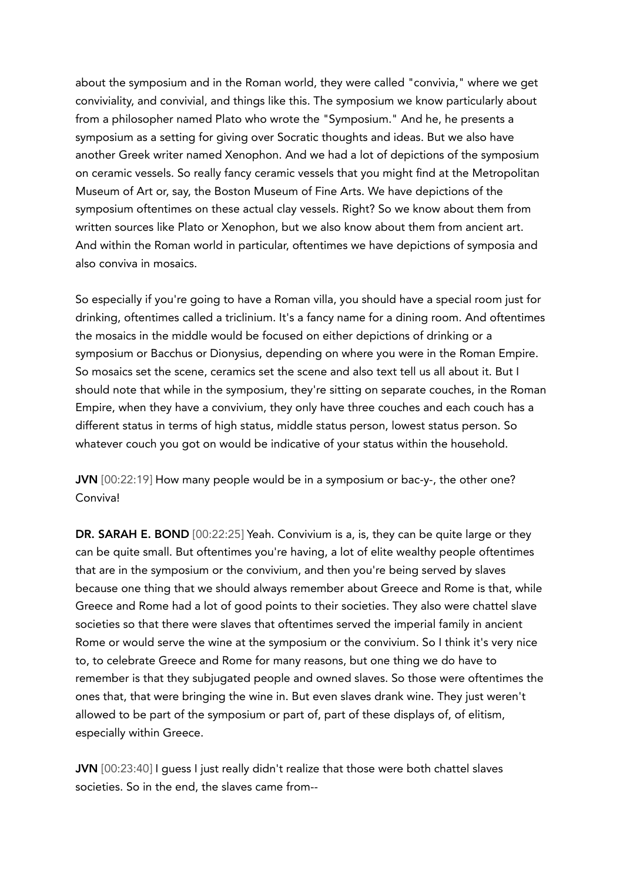about the symposium and in the Roman world, they were called "convivia," where we get conviviality, and convivial, and things like this. The symposium we know particularly about from a philosopher named Plato who wrote the "Symposium." And he, he presents a symposium as a setting for giving over Socratic thoughts and ideas. But we also have another Greek writer named Xenophon. And we had a lot of depictions of the symposium on ceramic vessels. So really fancy ceramic vessels that you might find at the Metropolitan Museum of Art or, say, the Boston Museum of Fine Arts. We have depictions of the symposium oftentimes on these actual clay vessels. Right? So we know about them from written sources like Plato or Xenophon, but we also know about them from ancient art. And within the Roman world in particular, oftentimes we have depictions of symposia and also conviva in mosaics.

So especially if you're going to have a Roman villa, you should have a special room just for drinking, oftentimes called a triclinium. It's a fancy name for a dining room. And oftentimes the mosaics in the middle would be focused on either depictions of drinking or a symposium or Bacchus or Dionysius, depending on where you were in the Roman Empire. So mosaics set the scene, ceramics set the scene and also text tell us all about it. But I should note that while in the symposium, they're sitting on separate couches, in the Roman Empire, when they have a convivium, they only have three couches and each couch has a different status in terms of high status, middle status person, lowest status person. So whatever couch you got on would be indicative of your status within the household.

**JVN** [00:22:19] How many people would be in a symposium or bac-y-, the other one? Conviva!

**DR. SARAH E. BOND** [00:22:25] Yeah. Convivium is a, is, they can be quite large or they can be quite small. But oftentimes you're having, a lot of elite wealthy people oftentimes that are in the symposium or the convivium, and then you're being served by slaves because one thing that we should always remember about Greece and Rome is that, while Greece and Rome had a lot of good points to their societies. They also were chattel slave societies so that there were slaves that oftentimes served the imperial family in ancient Rome or would serve the wine at the symposium or the convivium. So I think it's very nice to, to celebrate Greece and Rome for many reasons, but one thing we do have to remember is that they subjugated people and owned slaves. So those were oftentimes the ones that, that were bringing the wine in. But even slaves drank wine. They just weren't allowed to be part of the symposium or part of, part of these displays of, of elitism, especially within Greece.

**JVN** [00:23:40] I guess I just really didn't realize that those were both chattel slaves societies. So in the end, the slaves came from--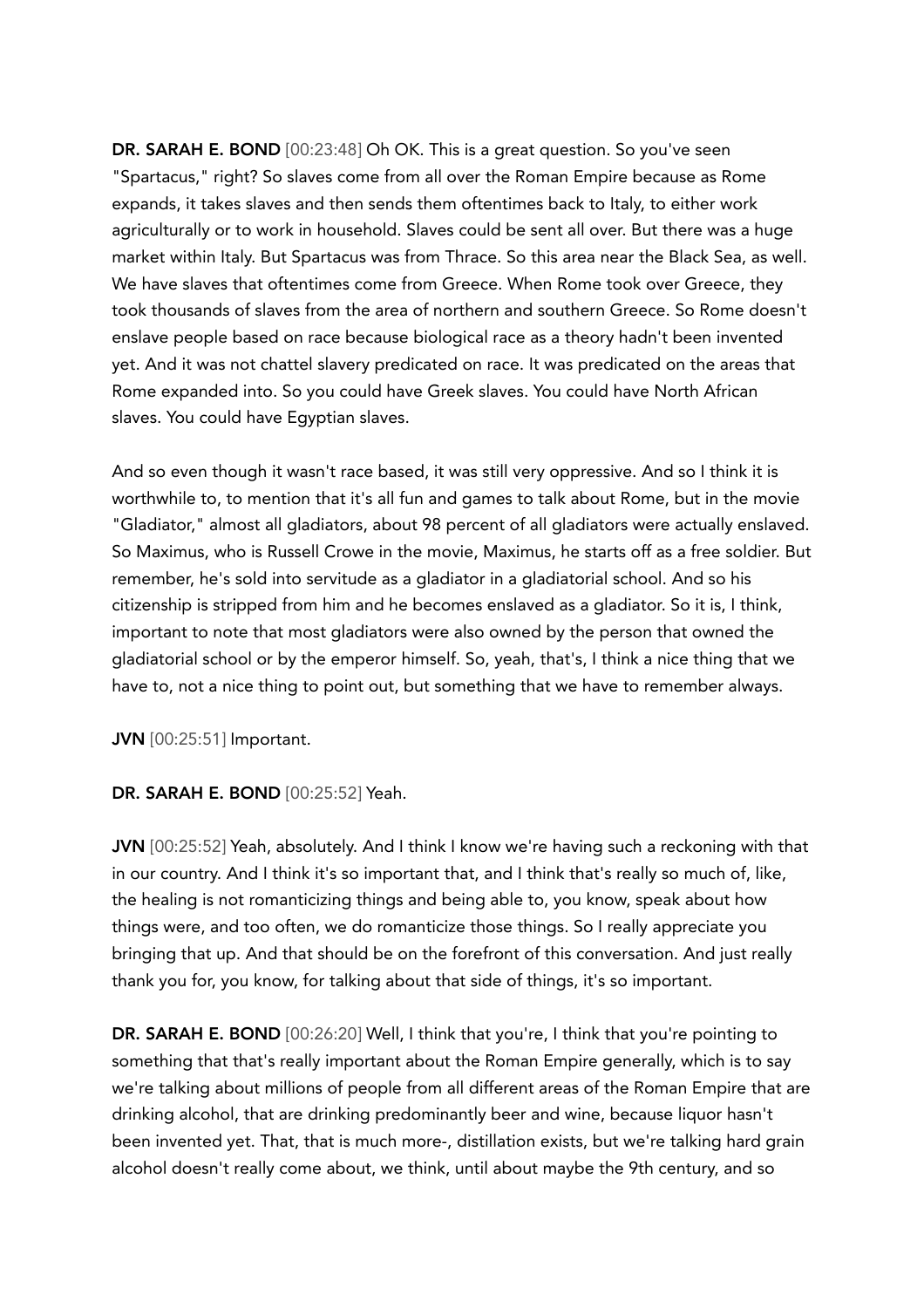**DR. SARAH E. BOND** [00:23:48] Oh OK. This is a great question. So you've seen "Spartacus," right? So slaves come from all over the Roman Empire because as Rome expands, it takes slaves and then sends them oftentimes back to Italy, to either work agriculturally or to work in household. Slaves could be sent all over. But there was a huge market within Italy. But Spartacus was from Thrace. So this area near the Black Sea, as well. We have slaves that oftentimes come from Greece. When Rome took over Greece, they took thousands of slaves from the area of northern and southern Greece. So Rome doesn't enslave people based on race because biological race as a theory hadn't been invented yet. And it was not chattel slavery predicated on race. It was predicated on the areas that Rome expanded into. So you could have Greek slaves. You could have North African slaves. You could have Egyptian slaves.

And so even though it wasn't race based, it was still very oppressive. And so I think it is worthwhile to, to mention that it's all fun and games to talk about Rome, but in the movie "Gladiator," almost all gladiators, about 98 percent of all gladiators were actually enslaved. So Maximus, who is Russell Crowe in the movie, Maximus, he starts off as a free soldier. But remember, he's sold into servitude as a gladiator in a gladiatorial school. And so his citizenship is stripped from him and he becomes enslaved as a gladiator. So it is, I think, important to note that most gladiators were also owned by the person that owned the gladiatorial school or by the emperor himself. So, yeah, that's, I think a nice thing that we have to, not a nice thing to point out, but something that we have to remember always.

**JVN** [00:25:51] Important.

**DR. SARAH E. BOND** [00:25:52] Yeah.

**JVN** [00:25:52] Yeah, absolutely. And I think I know we're having such a reckoning with that in our country. And I think it's so important that, and I think that's really so much of, like, the healing is not romanticizing things and being able to, you know, speak about how things were, and too often, we do romanticize those things. So I really appreciate you bringing that up. And that should be on the forefront of this conversation. And just really thank you for, you know, for talking about that side of things, it's so important.

**DR. SARAH E. BOND** [00:26:20] Well, I think that you're, I think that you're pointing to something that that's really important about the Roman Empire generally, which is to say we're talking about millions of people from all different areas of the Roman Empire that are drinking alcohol, that are drinking predominantly beer and wine, because liquor hasn't been invented yet. That, that is much more-, distillation exists, but we're talking hard grain alcohol doesn't really come about, we think, until about maybe the 9th century, and so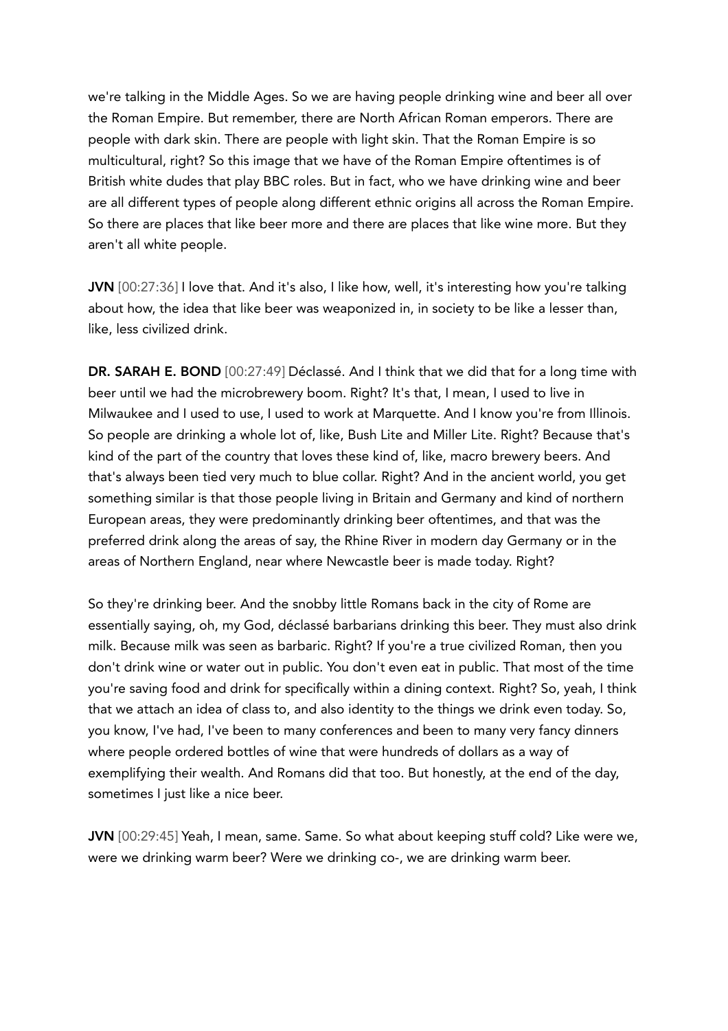we're talking in the Middle Ages. So we are having people drinking wine and beer all over the Roman Empire. But remember, there are North African Roman emperors. There are people with dark skin. There are people with light skin. That the Roman Empire is so multicultural, right? So this image that we have of the Roman Empire oftentimes is of British white dudes that play BBC roles. But in fact, who we have drinking wine and beer are all different types of people along different ethnic origins all across the Roman Empire. So there are places that like beer more and there are places that like wine more. But they aren't all white people.

**JVN** [00:27:36] I love that. And it's also, I like how, well, it's interesting how you're talking about how, the idea that like beer was weaponized in, in society to be like a lesser than, like, less civilized drink.

**DR. SARAH E. BOND** [00:27:49] Déclassé. And I think that we did that for a long time with beer until we had the microbrewery boom. Right? It's that, I mean, I used to live in Milwaukee and I used to use, I used to work at Marquette. And I know you're from Illinois. So people are drinking a whole lot of, like, Bush Lite and Miller Lite. Right? Because that's kind of the part of the country that loves these kind of, like, macro brewery beers. And that's always been tied very much to blue collar. Right? And in the ancient world, you get something similar is that those people living in Britain and Germany and kind of northern European areas, they were predominantly drinking beer oftentimes, and that was the preferred drink along the areas of say, the Rhine River in modern day Germany or in the areas of Northern England, near where Newcastle beer is made today. Right?

So they're drinking beer. And the snobby little Romans back in the city of Rome are essentially saying, oh, my God, déclassé barbarians drinking this beer. They must also drink milk. Because milk was seen as barbaric. Right? If you're a true civilized Roman, then you don't drink wine or water out in public. You don't even eat in public. That most of the time you're saving food and drink for specifically within a dining context. Right? So, yeah, I think that we attach an idea of class to, and also identity to the things we drink even today. So, you know, I've had, I've been to many conferences and been to many very fancy dinners where people ordered bottles of wine that were hundreds of dollars as a way of exemplifying their wealth. And Romans did that too. But honestly, at the end of the day, sometimes I just like a nice beer.

**JVN** [00:29:45] Yeah, I mean, same. Same. So what about keeping stuff cold? Like were we, were we drinking warm beer? Were we drinking co-, we are drinking warm beer.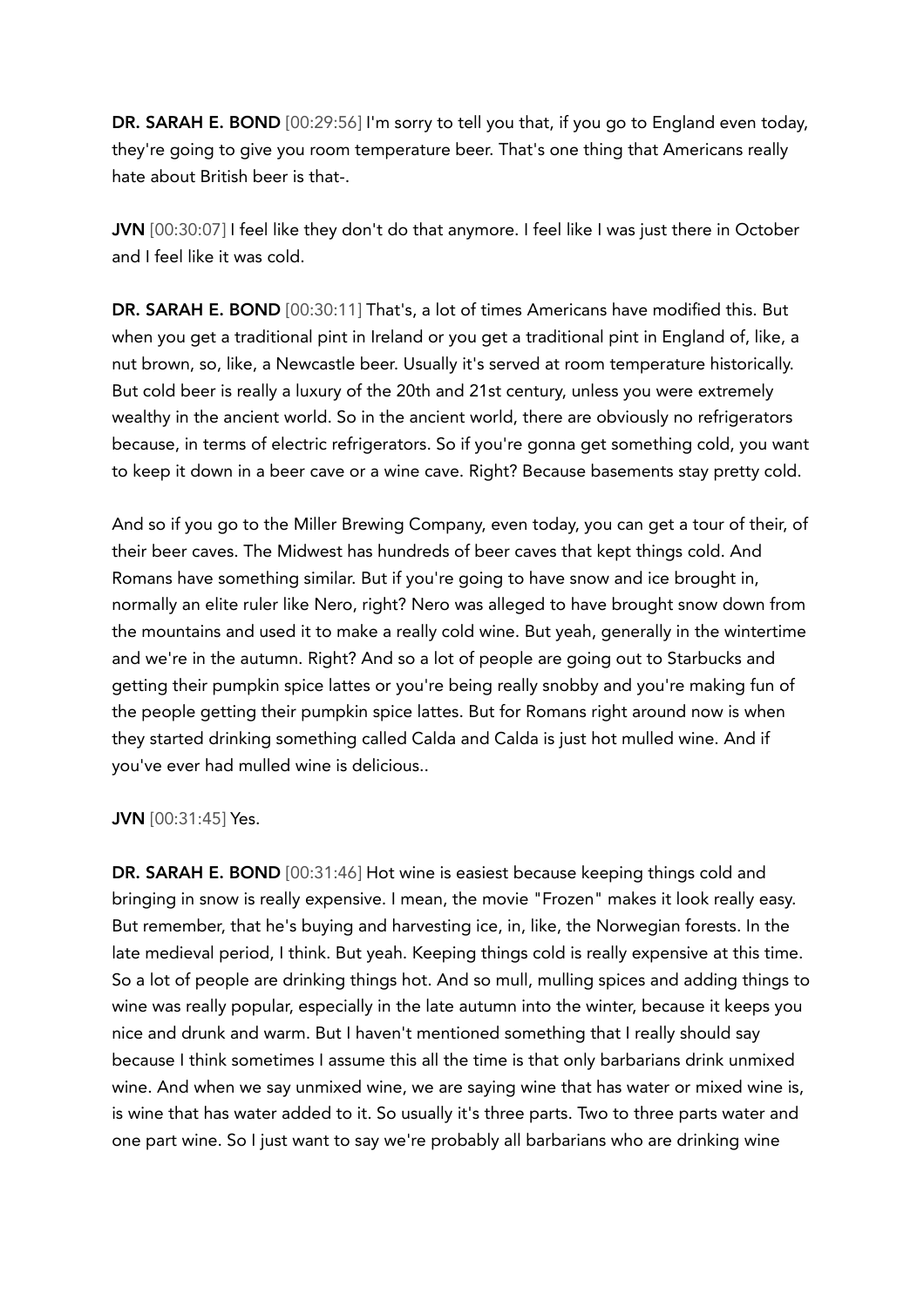**DR. SARAH E. BOND** [00:29:56] I'm sorry to tell you that, if you go to England even today, they're going to give you room temperature beer. That's one thing that Americans really hate about British beer is that-.

**JVN** [00:30:07] I feel like they don't do that anymore. I feel like I was just there in October and I feel like it was cold.

**DR. SARAH E. BOND** [00:30:11] That's, a lot of times Americans have modified this. But when you get a traditional pint in Ireland or you get a traditional pint in England of, like, a nut brown, so, like, a Newcastle beer. Usually it's served at room temperature historically. But cold beer is really a luxury of the 20th and 21st century, unless you were extremely wealthy in the ancient world. So in the ancient world, there are obviously no refrigerators because, in terms of electric refrigerators. So if you're gonna get something cold, you want to keep it down in a beer cave or a wine cave. Right? Because basements stay pretty cold.

And so if you go to the Miller Brewing Company, even today, you can get a tour of their, of their beer caves. The Midwest has hundreds of beer caves that kept things cold. And Romans have something similar. But if you're going to have snow and ice brought in, normally an elite ruler like Nero, right? Nero was alleged to have brought snow down from the mountains and used it to make a really cold wine. But yeah, generally in the wintertime and we're in the autumn. Right? And so a lot of people are going out to Starbucks and getting their pumpkin spice lattes or you're being really snobby and you're making fun of the people getting their pumpkin spice lattes. But for Romans right around now is when they started drinking something called Calda and Calda is just hot mulled wine. And if you've ever had mulled wine is delicious..

**JVN** [00:31:45] Yes.

**DR. SARAH E. BOND** [00:31:46] Hot wine is easiest because keeping things cold and bringing in snow is really expensive. I mean, the movie "Frozen" makes it look really easy. But remember, that he's buying and harvesting ice, in, like, the Norwegian forests. In the late medieval period, I think. But yeah. Keeping things cold is really expensive at this time. So a lot of people are drinking things hot. And so mull, mulling spices and adding things to wine was really popular, especially in the late autumn into the winter, because it keeps you nice and drunk and warm. But I haven't mentioned something that I really should say because I think sometimes I assume this all the time is that only barbarians drink unmixed wine. And when we say unmixed wine, we are saying wine that has water or mixed wine is, is wine that has water added to it. So usually it's three parts. Two to three parts water and one part wine. So I just want to say we're probably all barbarians who are drinking wine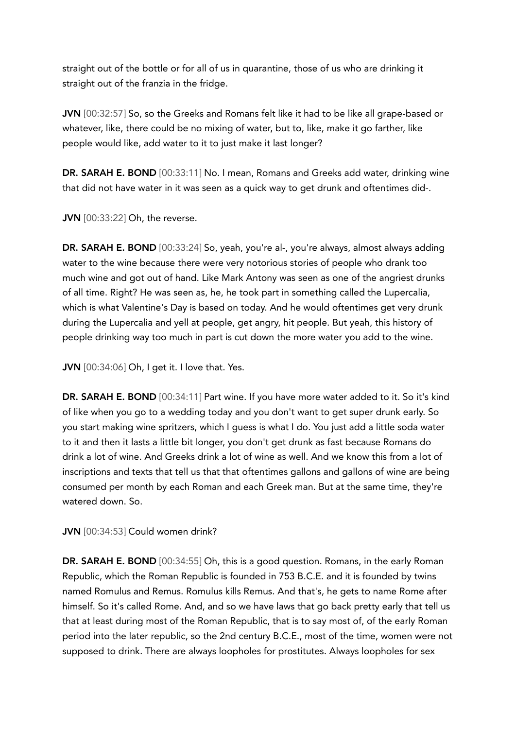straight out of the bottle or for all of us in quarantine, those of us who are drinking it straight out of the franzia in the fridge.

**JVN** [00:32:57] So, so the Greeks and Romans felt like it had to be like all grape-based or whatever, like, there could be no mixing of water, but to, like, make it go farther, like people would like, add water to it to just make it last longer?

**DR. SARAH E. BOND** [00:33:11] No. I mean, Romans and Greeks add water, drinking wine that did not have water in it was seen as a quick way to get drunk and oftentimes did-.

**JVN** [00:33:22] Oh, the reverse.

**DR. SARAH E. BOND** [00:33:24] So, yeah, you're al-, you're always, almost always adding water to the wine because there were very notorious stories of people who drank too much wine and got out of hand. Like Mark Antony was seen as one of the angriest drunks of all time. Right? He was seen as, he, he took part in something called the Lupercalia, which is what Valentine's Day is based on today. And he would oftentimes get very drunk during the Lupercalia and yell at people, get angry, hit people. But yeah, this history of people drinking way too much in part is cut down the more water you add to the wine.

**JVN** [00:34:06] Oh, I get it. I love that. Yes.

**DR. SARAH E. BOND** [00:34:11] Part wine. If you have more water added to it. So it's kind of like when you go to a wedding today and you don't want to get super drunk early. So you start making wine spritzers, which I guess is what I do. You just add a little soda water to it and then it lasts a little bit longer, you don't get drunk as fast because Romans do drink a lot of wine. And Greeks drink a lot of wine as well. And we know this from a lot of inscriptions and texts that tell us that that oftentimes gallons and gallons of wine are being consumed per month by each Roman and each Greek man. But at the same time, they're watered down. So.

**JVN** [00:34:53] Could women drink?

**DR. SARAH E. BOND** [00:34:55] Oh, this is a good question. Romans, in the early Roman Republic, which the Roman Republic is founded in 753 B.C.E. and it is founded by twins named Romulus and Remus. Romulus kills Remus. And that's, he gets to name Rome after himself. So it's called Rome. And, and so we have laws that go back pretty early that tell us that at least during most of the Roman Republic, that is to say most of, of the early Roman period into the later republic, so the 2nd century B.C.E., most of the time, women were not supposed to drink. There are always loopholes for prostitutes. Always loopholes for sex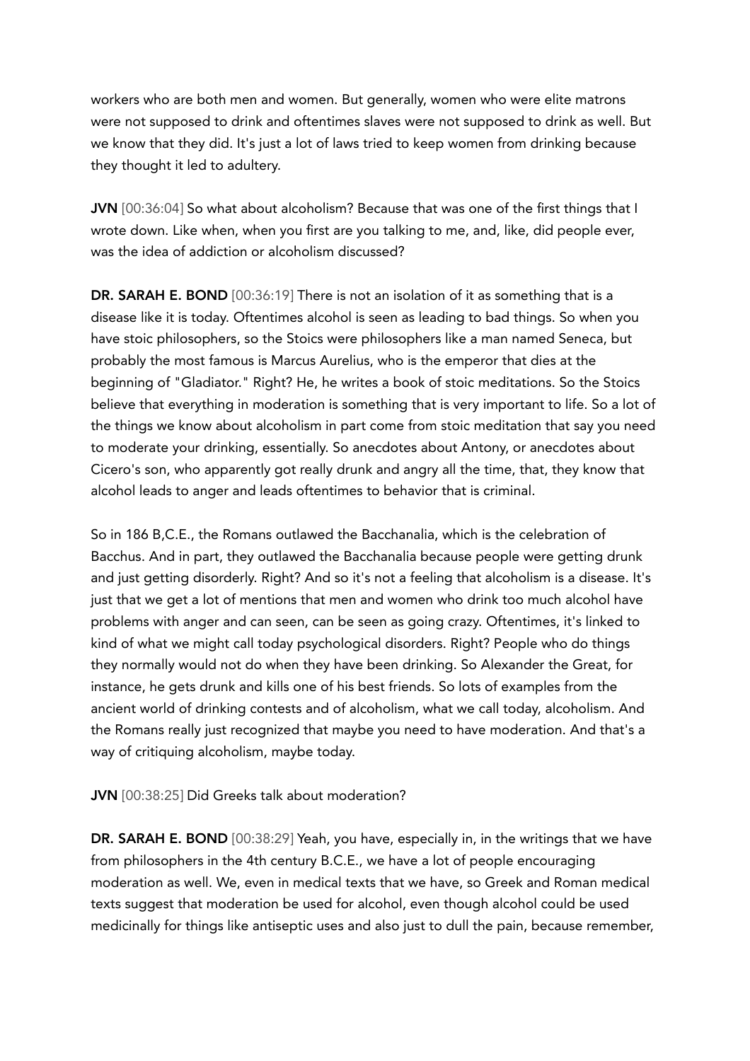workers who are both men and women. But generally, women who were elite matrons were not supposed to drink and oftentimes slaves were not supposed to drink as well. But we know that they did. It's just a lot of laws tried to keep women from drinking because they thought it led to adultery.

**JVN** [00:36:04] So what about alcoholism? Because that was one of the first things that I wrote down. Like when, when you first are you talking to me, and, like, did people ever, was the idea of addiction or alcoholism discussed?

**DR. SARAH E. BOND** [00:36:19] There is not an isolation of it as something that is a disease like it is today. Oftentimes alcohol is seen as leading to bad things. So when you have stoic philosophers, so the Stoics were philosophers like a man named Seneca, but probably the most famous is Marcus Aurelius, who is the emperor that dies at the beginning of "Gladiator." Right? He, he writes a book of stoic meditations. So the Stoics believe that everything in moderation is something that is very important to life. So a lot of the things we know about alcoholism in part come from stoic meditation that say you need to moderate your drinking, essentially. So anecdotes about Antony, or anecdotes about Cicero's son, who apparently got really drunk and angry all the time, that, they know that alcohol leads to anger and leads oftentimes to behavior that is criminal.

So in 186 B,C.E., the Romans outlawed the Bacchanalia, which is the celebration of Bacchus. And in part, they outlawed the Bacchanalia because people were getting drunk and just getting disorderly. Right? And so it's not a feeling that alcoholism is a disease. It's just that we get a lot of mentions that men and women who drink too much alcohol have problems with anger and can seen, can be seen as going crazy. Oftentimes, it's linked to kind of what we might call today psychological disorders. Right? People who do things they normally would not do when they have been drinking. So Alexander the Great, for instance, he gets drunk and kills one of his best friends. So lots of examples from the ancient world of drinking contests and of alcoholism, what we call today, alcoholism. And the Romans really just recognized that maybe you need to have moderation. And that's a way of critiquing alcoholism, maybe today.

**JVN** [00:38:25] Did Greeks talk about moderation?

**DR. SARAH E. BOND** [00:38:29] Yeah, you have, especially in, in the writings that we have from philosophers in the 4th century B.C.E., we have a lot of people encouraging moderation as well. We, even in medical texts that we have, so Greek and Roman medical texts suggest that moderation be used for alcohol, even though alcohol could be used medicinally for things like antiseptic uses and also just to dull the pain, because remember,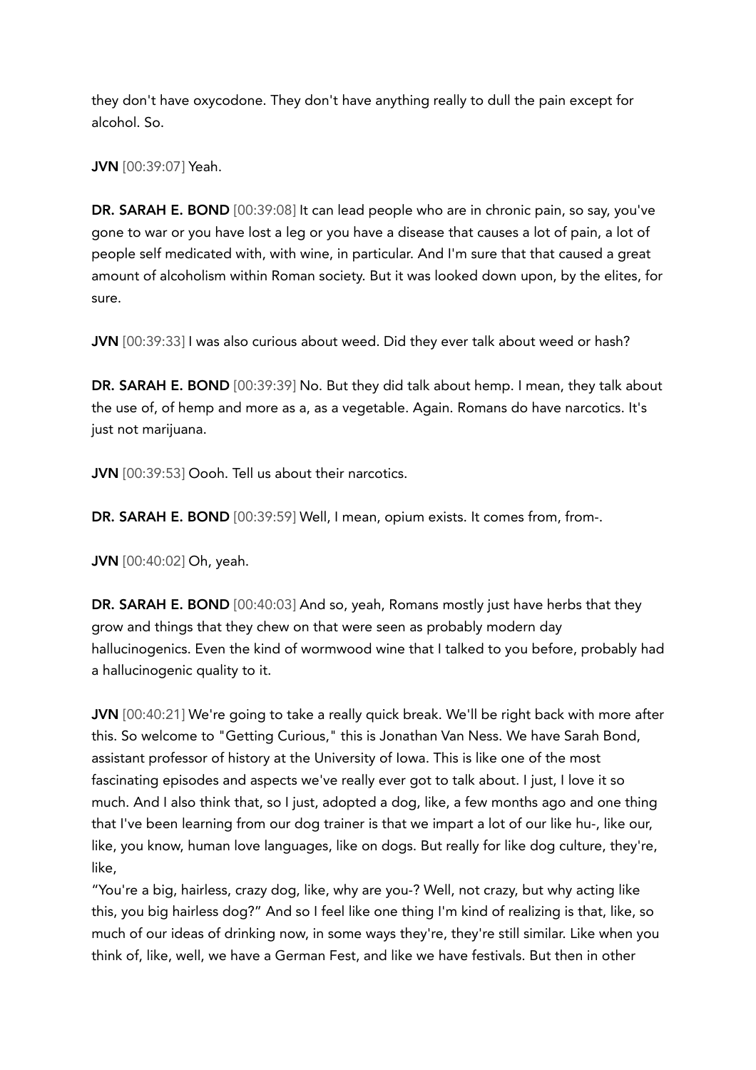they don't have oxycodone. They don't have anything really to dull the pain except for alcohol. So.

**JVN** [00:39:07] Yeah.

**DR. SARAH E. BOND** [00:39:08] It can lead people who are in chronic pain, so say, you've gone to war or you have lost a leg or you have a disease that causes a lot of pain, a lot of people self medicated with, with wine, in particular. And I'm sure that that caused a great amount of alcoholism within Roman society. But it was looked down upon, by the elites, for sure.

**JVN** [00:39:33] I was also curious about weed. Did they ever talk about weed or hash?

**DR. SARAH E. BOND** [00:39:39] No. But they did talk about hemp. I mean, they talk about the use of, of hemp and more as a, as a vegetable. Again. Romans do have narcotics. It's just not marijuana.

**JVN** [00:39:53] Oooh. Tell us about their narcotics.

**DR. SARAH E. BOND** [00:39:59] Well, I mean, opium exists. It comes from, from-.

**JVN** [00:40:02] Oh, yeah.

**DR. SARAH E. BOND** [00:40:03] And so, yeah, Romans mostly just have herbs that they grow and things that they chew on that were seen as probably modern day hallucinogenics. Even the kind of wormwood wine that I talked to you before, probably had a hallucinogenic quality to it.

**JVN** [00:40:21] We're going to take a really quick break. We'll be right back with more after this. So welcome to "Getting Curious," this is Jonathan Van Ness. We have Sarah Bond, assistant professor of history at the University of Iowa. This is like one of the most fascinating episodes and aspects we've really ever got to talk about. I just, I love it so much. And I also think that, so I just, adopted a dog, like, a few months ago and one thing that I've been learning from our dog trainer is that we impart a lot of our like hu-, like our, like, you know, human love languages, like on dogs. But really for like dog culture, they're, like,
"You're a big, hairless, crazy dog, like, why are you-? Well, not crazy, but why acting like this, you big hairless dog?" And so I feel like one thing I'm kind of realizing is that, like, so much of our ideas of drinking now, in some ways they're, they're still similar. Like when you think of, like, well, we have a German Fest, and like we have festivals. But then in other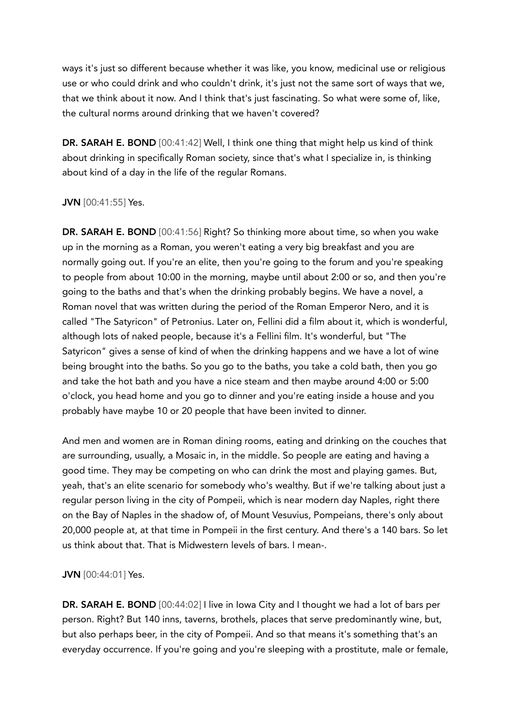ways it's just so different because whether it was like, you know, medicinal use or religious use or who could drink and who couldn't drink, it's just not the same sort of ways that we, that we think about it now. And I think that's just fascinating. So what were some of, like, the cultural norms around drinking that we haven't covered?

**DR. SARAH E. BOND** [00:41:42] Well, I think one thing that might help us kind of think about drinking in specifically Roman society, since that's what I specialize in, is thinking about kind of a day in the life of the regular Romans.

**JVN** [00:41:55] Yes.

**DR. SARAH E. BOND** [00:41:56] Right? So thinking more about time, so when you wake up in the morning as a Roman, you weren't eating a very big breakfast and you are normally going out. If you're an elite, then you're going to the forum and you're speaking to people from about 10:00 in the morning, maybe until about 2:00 or so, and then you're going to the baths and that's when the drinking probably begins. We have a novel, a Roman novel that was written during the period of the Roman Emperor Nero, and it is called "The Satyricon" of Petronius. Later on, Fellini did a film about it, which is wonderful, although lots of naked people, because it's a Fellini film. It's wonderful, but "The Satyricon" gives a sense of kind of when the drinking happens and we have a lot of wine being brought into the baths. So you go to the baths, you take a cold bath, then you go and take the hot bath and you have a nice steam and then maybe around 4:00 or 5:00 o'clock, you head home and you go to dinner and you're eating inside a house and you probably have maybe 10 or 20 people that have been invited to dinner.

And men and women are in Roman dining rooms, eating and drinking on the couches that are surrounding, usually, a Mosaic in, in the middle. So people are eating and having a good time. They may be competing on who can drink the most and playing games. But, yeah, that's an elite scenario for somebody who's wealthy. But if we're talking about just a regular person living in the city of Pompeii, which is near modern day Naples, right there on the Bay of Naples in the shadow of, of Mount Vesuvius, Pompeians, there's only about 20,000 people at, at that time in Pompeii in the first century. And there's a 140 bars. So let us think about that. That is Midwestern levels of bars. I mean-.

**JVN** [00:44:01] Yes.

**DR. SARAH E. BOND** [00:44:02] I live in Iowa City and I thought we had a lot of bars per person. Right? But 140 inns, taverns, brothels, places that serve predominantly wine, but, but also perhaps beer, in the city of Pompeii. And so that means it's something that's an everyday occurrence. If you're going and you're sleeping with a prostitute, male or female,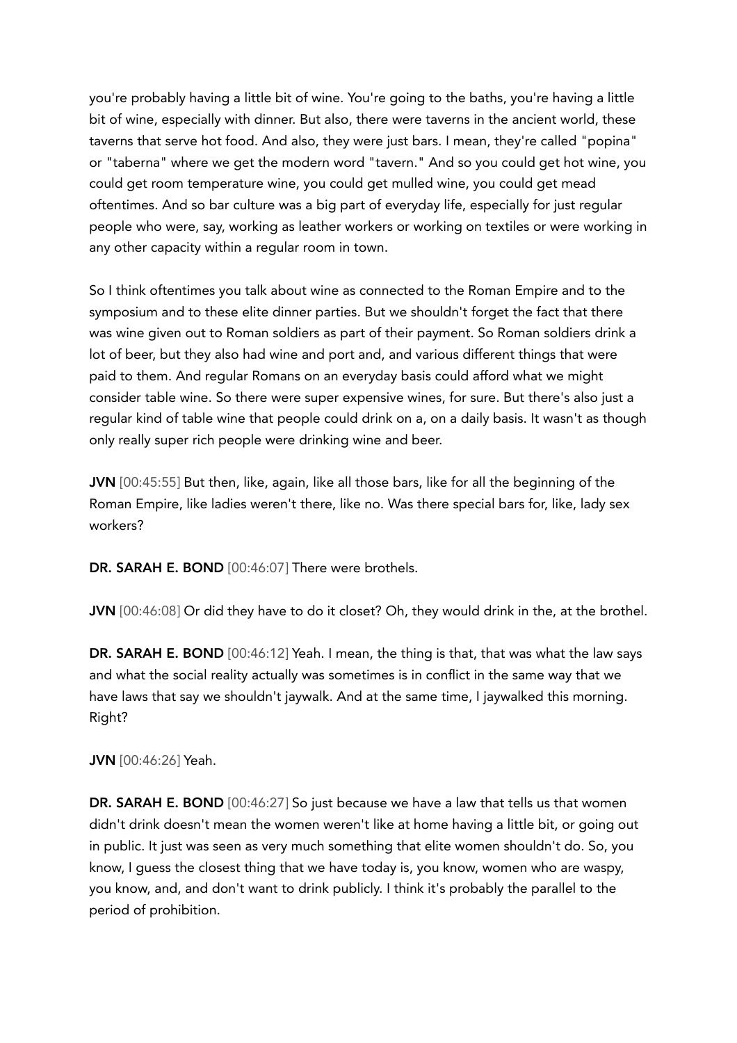you're probably having a little bit of wine. You're going to the baths, you're having a little bit of wine, especially with dinner. But also, there were taverns in the ancient world, these taverns that serve hot food. And also, they were just bars. I mean, they're called "popina" or "taberna" where we get the modern word "tavern." And so you could get hot wine, you could get room temperature wine, you could get mulled wine, you could get mead oftentimes. And so bar culture was a big part of everyday life, especially for just regular people who were, say, working as leather workers or working on textiles or were working in any other capacity within a regular room in town.

So I think oftentimes you talk about wine as connected to the Roman Empire and to the symposium and to these elite dinner parties. But we shouldn't forget the fact that there was wine given out to Roman soldiers as part of their payment. So Roman soldiers drink a lot of beer, but they also had wine and port and, and various different things that were paid to them. And regular Romans on an everyday basis could afford what we might consider table wine. So there were super expensive wines, for sure. But there's also just a regular kind of table wine that people could drink on a, on a daily basis. It wasn't as though only really super rich people were drinking wine and beer.

**JVN** [00:45:55] But then, like, again, like all those bars, like for all the beginning of the Roman Empire, like ladies weren't there, like no. Was there special bars for, like, lady sex workers?

**DR. SARAH E. BOND** [00:46:07] There were brothels.

**JVN** [00:46:08] Or did they have to do it closet? Oh, they would drink in the, at the brothel.

**DR. SARAH E. BOND** [00:46:12] Yeah. I mean, the thing is that, that was what the law says and what the social reality actually was sometimes is in conflict in the same way that we have laws that say we shouldn't jaywalk. And at the same time, I jaywalked this morning. Right?

**JVN** [00:46:26] Yeah.

**DR. SARAH E. BOND** [00:46:27] So just because we have a law that tells us that women didn't drink doesn't mean the women weren't like at home having a little bit, or going out in public. It just was seen as very much something that elite women shouldn't do. So, you know, I guess the closest thing that we have today is, you know, women who are waspy, you know, and, and don't want to drink publicly. I think it's probably the parallel to the period of prohibition.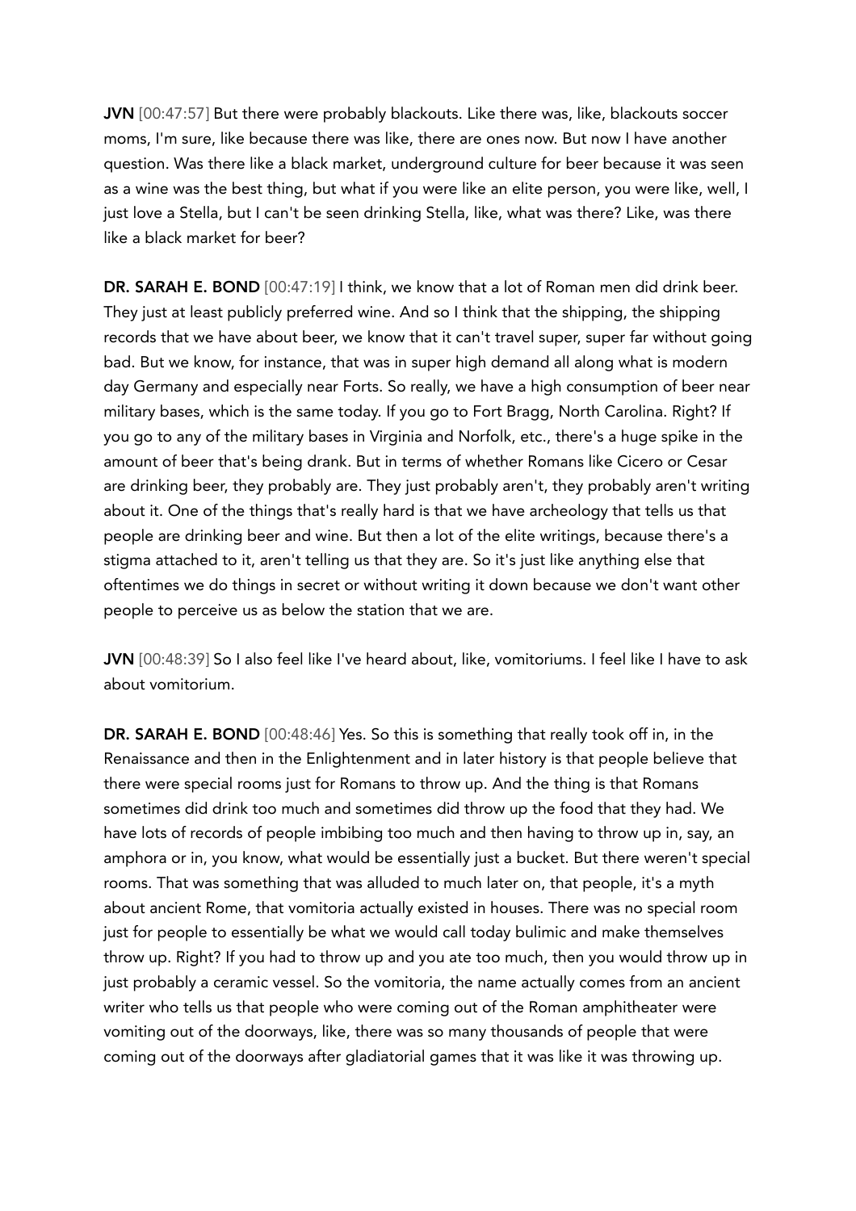**JVN** [00:47:57] But there were probably blackouts. Like there was, like, blackouts soccer moms, I'm sure, like because there was like, there are ones now. But now I have another question. Was there like a black market, underground culture for beer because it was seen as a wine was the best thing, but what if you were like an elite person, you were like, well, I just love a Stella, but I can't be seen drinking Stella, like, what was there? Like, was there like a black market for beer?

**DR. SARAH E. BOND** [00:47:19] I think, we know that a lot of Roman men did drink beer. They just at least publicly preferred wine. And so I think that the shipping, the shipping records that we have about beer, we know that it can't travel super, super far without going bad. But we know, for instance, that was in super high demand all along what is modern day Germany and especially near Forts. So really, we have a high consumption of beer near military bases, which is the same today. If you go to Fort Bragg, North Carolina. Right? If you go to any of the military bases in Virginia and Norfolk, etc., there's a huge spike in the amount of beer that's being drank. But in terms of whether Romans like Cicero or Cesar are drinking beer, they probably are. They just probably aren't, they probably aren't writing about it. One of the things that's really hard is that we have archeology that tells us that people are drinking beer and wine. But then a lot of the elite writings, because there's a stigma attached to it, aren't telling us that they are. So it's just like anything else that oftentimes we do things in secret or without writing it down because we don't want other people to perceive us as below the station that we are.

**JVN** [00:48:39] So I also feel like I've heard about, like, vomitoriums. I feel like I have to ask about vomitorium.

**DR. SARAH E. BOND** [00:48:46] Yes. So this is something that really took off in, in the Renaissance and then in the Enlightenment and in later history is that people believe that there were special rooms just for Romans to throw up. And the thing is that Romans sometimes did drink too much and sometimes did throw up the food that they had. We have lots of records of people imbibing too much and then having to throw up in, say, an amphora or in, you know, what would be essentially just a bucket. But there weren't special rooms. That was something that was alluded to much later on, that people, it's a myth about ancient Rome, that vomitoria actually existed in houses. There was no special room just for people to essentially be what we would call today bulimic and make themselves throw up. Right? If you had to throw up and you ate too much, then you would throw up in just probably a ceramic vessel. So the vomitoria, the name actually comes from an ancient writer who tells us that people who were coming out of the Roman amphitheater were vomiting out of the doorways, like, there was so many thousands of people that were coming out of the doorways after gladiatorial games that it was like it was throwing up.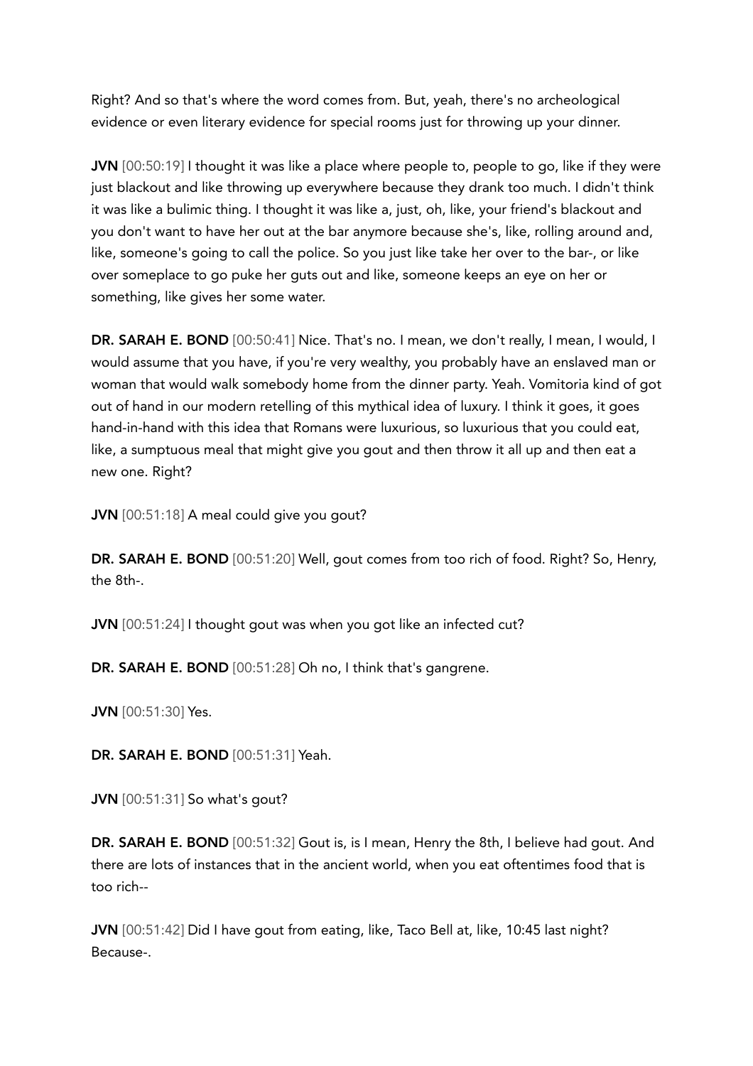Right? And so that's where the word comes from. But, yeah, there's no archeological evidence or even literary evidence for special rooms just for throwing up your dinner.

**JVN** [00:50:19] I thought it was like a place where people to, people to go, like if they were just blackout and like throwing up everywhere because they drank too much. I didn't think it was like a bulimic thing. I thought it was like a, just, oh, like, your friend's blackout and you don't want to have her out at the bar anymore because she's, like, rolling around and, like, someone's going to call the police. So you just like take her over to the bar-, or like over someplace to go puke her guts out and like, someone keeps an eye on her or something, like gives her some water.

**DR. SARAH E. BOND** [00:50:41] Nice. That's no. I mean, we don't really, I mean, I would, I would assume that you have, if you're very wealthy, you probably have an enslaved man or woman that would walk somebody home from the dinner party. Yeah. Vomitoria kind of got out of hand in our modern retelling of this mythical idea of luxury. I think it goes, it goes hand-in-hand with this idea that Romans were luxurious, so luxurious that you could eat, like, a sumptuous meal that might give you gout and then throw it all up and then eat a new one. Right?

**JVN** [00:51:18] A meal could give you gout?

**DR. SARAH E. BOND** [00:51:20] Well, gout comes from too rich of food. Right? So, Henry, the 8th-.

**JVN** [00:51:24] I thought gout was when you got like an infected cut?

**DR. SARAH E. BOND** [00:51:28] Oh no, I think that's gangrene.

**JVN** [00:51:30] Yes.

**DR. SARAH E. BOND** [00:51:31] Yeah.

**JVN** [00:51:31] So what's gout?

**DR. SARAH E. BOND** [00:51:32] Gout is, is I mean, Henry the 8th, I believe had gout. And there are lots of instances that in the ancient world, when you eat oftentimes food that is too rich--

**JVN** [00:51:42] Did I have gout from eating, like, Taco Bell at, like, 10:45 last night? Because-.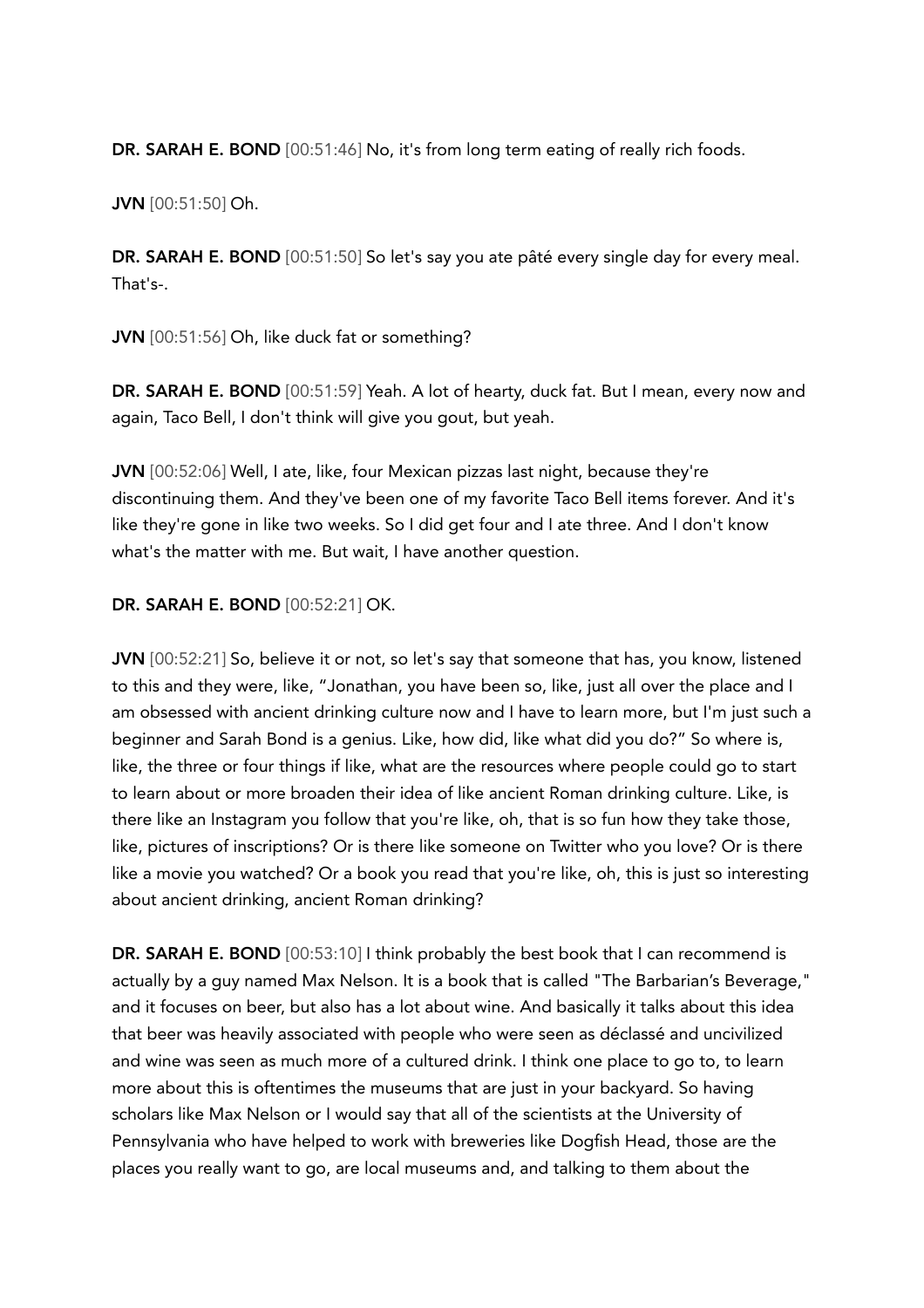**DR. SARAH E. BOND** [00:51:46] No, it's from long term eating of really rich foods.

**JVN** [00:51:50] Oh.

**DR. SARAH E. BOND** [00:51:50] So let's say you ate pâté every single day for every meal. That's-.

**JVN** [00:51:56] Oh, like duck fat or something?

**DR. SARAH E. BOND** [00:51:59] Yeah. A lot of hearty, duck fat. But I mean, every now and again, Taco Bell, I don't think will give you gout, but yeah.

**JVN** [00:52:06] Well, I ate, like, four Mexican pizzas last night, because they're discontinuing them. And they've been one of my favorite Taco Bell items forever. And it's like they're gone in like two weeks. So I did get four and I ate three. And I don't know what's the matter with me. But wait, I have another question.

**DR. SARAH E. BOND** [00:52:21] OK.

**JVN** [00:52:21] So, believe it or not, so let's say that someone that has, you know, listened to this and they were, like, "Jonathan, you have been so, like, just all over the place and I am obsessed with ancient drinking culture now and I have to learn more, but I'm just such a beginner and Sarah Bond is a genius. Like, how did, like what did you do?" So where is, like, the three or four things if like, what are the resources where people could go to start to learn about or more broaden their idea of like ancient Roman drinking culture. Like, is there like an Instagram you follow that you're like, oh, that is so fun how they take those, like, pictures of inscriptions? Or is there like someone on Twitter who you love? Or is there like a movie you watched? Or a book you read that you're like, oh, this is just so interesting about ancient drinking, ancient Roman drinking?

**DR. SARAH E. BOND** [00:53:10] I think probably the best book that I can recommend is actually by a guy named Max Nelson. It is a book that is called "The Barbarian's Beverage," and it focuses on beer, but also has a lot about wine. And basically it talks about this idea that beer was heavily associated with people who were seen as déclassé and uncivilized and wine was seen as much more of a cultured drink. I think one place to go to, to learn more about this is oftentimes the museums that are just in your backyard. So having scholars like Max Nelson or I would say that all of the scientists at the University of Pennsylvania who have helped to work with breweries like Dogfish Head, those are the places you really want to go, are local museums and, and talking to them about the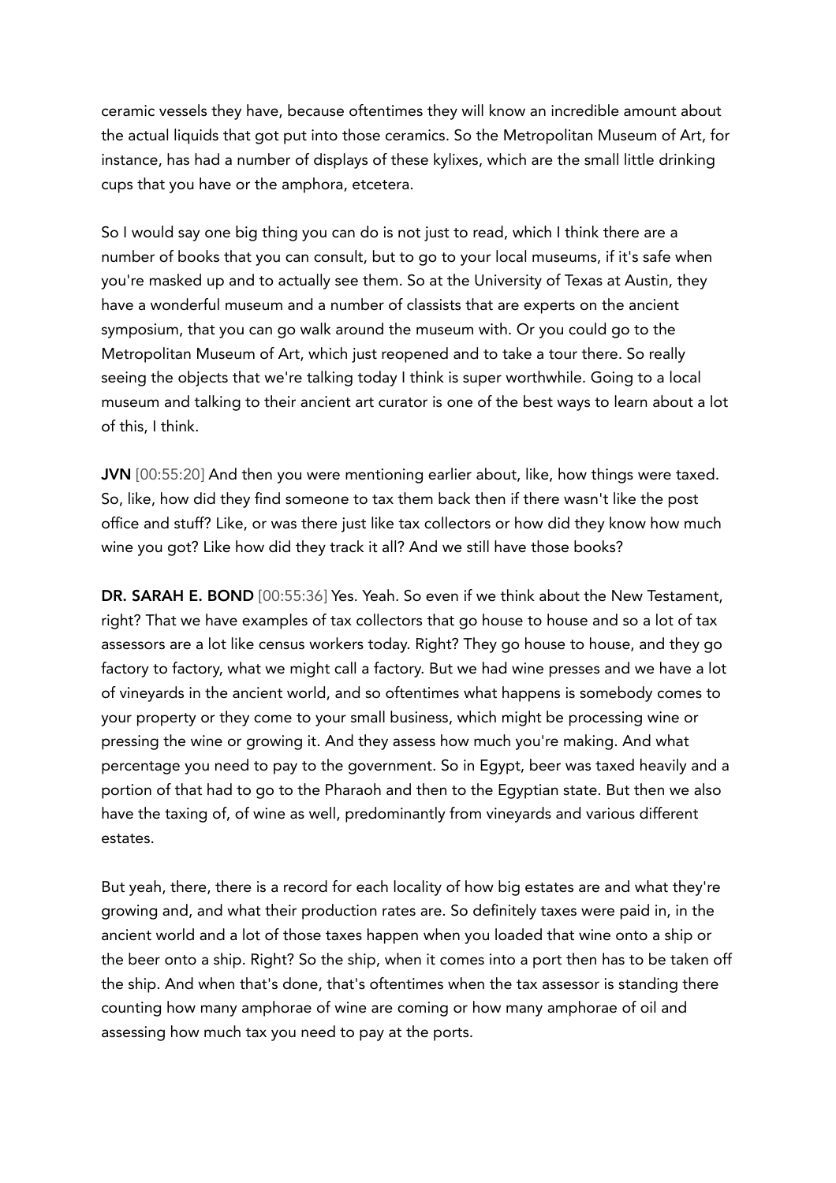ceramic vessels they have, because oftentimes they will know an incredible amount about the actual liquids that got put into those ceramics. So the Metropolitan Museum of Art, for instance, has had a number of displays of these kylixes, which are the small little drinking cups that you have or the amphora, etcetera.

So I would say one big thing you can do is not just to read, which I think there are a number of books that you can consult, but to go to your local museums, if it's safe when you're masked up and to actually see them. So at the University of Texas at Austin, they have a wonderful museum and a number of classists that are experts on the ancient symposium, that you can go walk around the museum with. Or you could go to the Metropolitan Museum of Art, which just reopened and to take a tour there. So really seeing the objects that we're talking today I think is super worthwhile. Going to a local museum and talking to their ancient art curator is one of the best ways to learn about a lot of this, I think.

**JVN** [00:55:20] And then you were mentioning earlier about, like, how things were taxed. So, like, how did they find someone to tax them back then if there wasn't like the post office and stuff? Like, or was there just like tax collectors or how did they know how much wine you got? Like how did they track it all? And we still have those books?

**DR. SARAH E. BOND** [00:55:36] Yes. Yeah. So even if we think about the New Testament, right? That we have examples of tax collectors that go house to house and so a lot of tax assessors are a lot like census workers today. Right? They go house to house, and they go factory to factory, what we might call a factory. But we had wine presses and we have a lot of vineyards in the ancient world, and so oftentimes what happens is somebody comes to your property or they come to your small business, which might be processing wine or pressing the wine or growing it. And they assess how much you're making. And what percentage you need to pay to the government. So in Egypt, beer was taxed heavily and a portion of that had to go to the Pharaoh and then to the Egyptian state. But then we also have the taxing of, of wine as well, predominantly from vineyards and various different estates.

But yeah, there, there is a record for each locality of how big estates are and what they're growing and, and what their production rates are. So definitely taxes were paid in, in the ancient world and a lot of those taxes happen when you loaded that wine onto a ship or the beer onto a ship. Right? So the ship, when it comes into a port then has to be taken off the ship. And when that's done, that's oftentimes when the tax assessor is standing there counting how many amphorae of wine are coming or how many amphorae of oil and assessing how much tax you need to pay at the ports.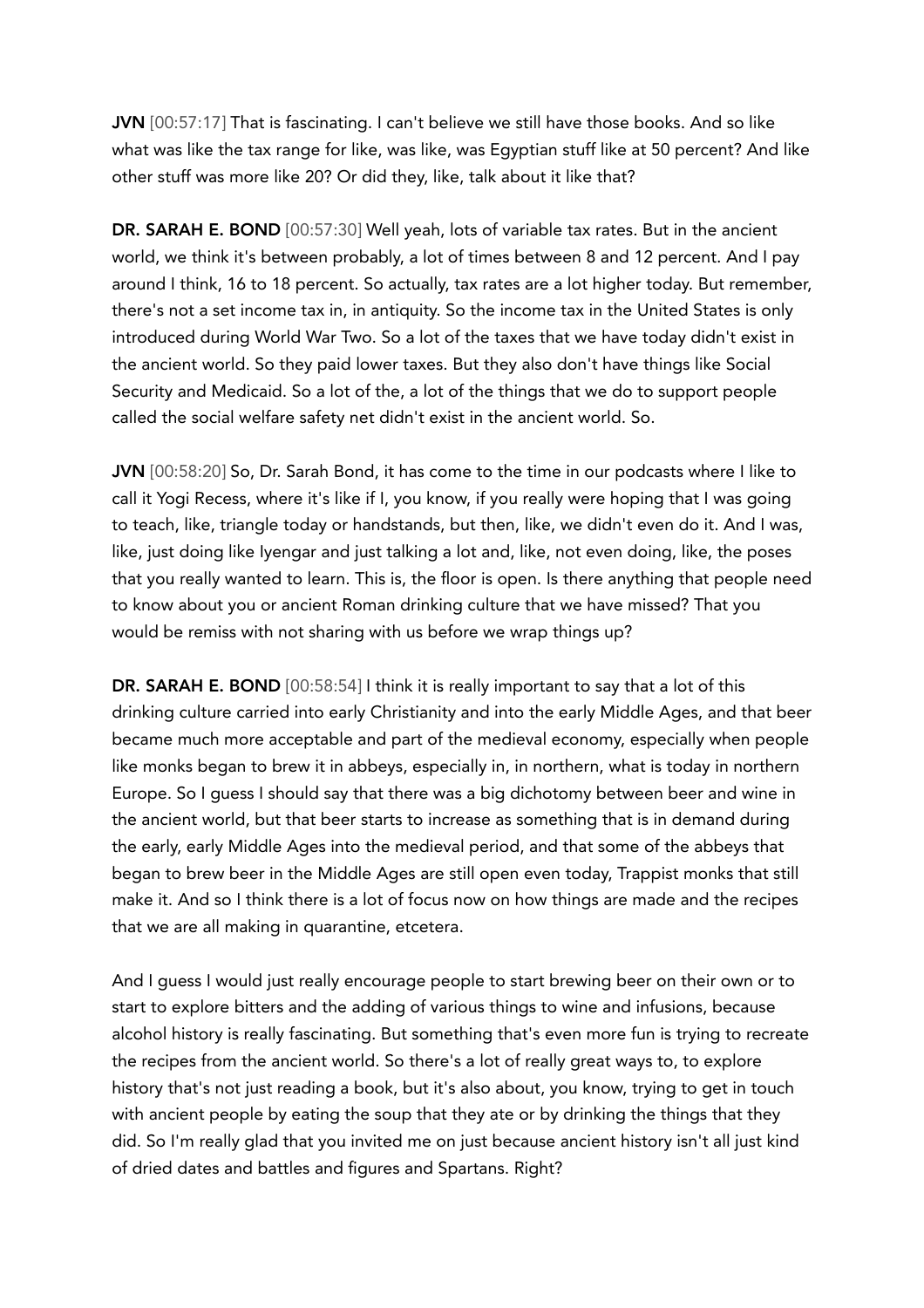**JVN** [00:57:17] That is fascinating. I can't believe we still have those books. And so like what was like the tax range for like, was like, was Egyptian stuff like at 50 percent? And like other stuff was more like 20? Or did they, like, talk about it like that?

**DR. SARAH E. BOND** [00:57:30] Well yeah, lots of variable tax rates. But in the ancient world, we think it's between probably, a lot of times between 8 and 12 percent. And I pay around I think, 16 to 18 percent. So actually, tax rates are a lot higher today. But remember, there's not a set income tax in, in antiquity. So the income tax in the United States is only introduced during World War Two. So a lot of the taxes that we have today didn't exist in the ancient world. So they paid lower taxes. But they also don't have things like Social Security and Medicaid. So a lot of the, a lot of the things that we do to support people called the social welfare safety net didn't exist in the ancient world. So.

**JVN** [00:58:20] So, Dr. Sarah Bond, it has come to the time in our podcasts where I like to call it Yogi Recess, where it's like if I, you know, if you really were hoping that I was going to teach, like, triangle today or handstands, but then, like, we didn't even do it. And I was, like, just doing like Iyengar and just talking a lot and, like, not even doing, like, the poses that you really wanted to learn. This is, the floor is open. Is there anything that people need to know about you or ancient Roman drinking culture that we have missed? That you would be remiss with not sharing with us before we wrap things up?

**DR. SARAH E. BOND** [00:58:54] I think it is really important to say that a lot of this drinking culture carried into early Christianity and into the early Middle Ages, and that beer became much more acceptable and part of the medieval economy, especially when people like monks began to brew it in abbeys, especially in, in northern, what is today in northern Europe. So I guess I should say that there was a big dichotomy between beer and wine in the ancient world, but that beer starts to increase as something that is in demand during the early, early Middle Ages into the medieval period, and that some of the abbeys that began to brew beer in the Middle Ages are still open even today, Trappist monks that still make it. And so I think there is a lot of focus now on how things are made and the recipes that we are all making in quarantine, etcetera.

And I guess I would just really encourage people to start brewing beer on their own or to start to explore bitters and the adding of various things to wine and infusions, because alcohol history is really fascinating. But something that's even more fun is trying to recreate the recipes from the ancient world. So there's a lot of really great ways to, to explore history that's not just reading a book, but it's also about, you know, trying to get in touch with ancient people by eating the soup that they ate or by drinking the things that they did. So I'm really glad that you invited me on just because ancient history isn't all just kind of dried dates and battles and figures and Spartans. Right?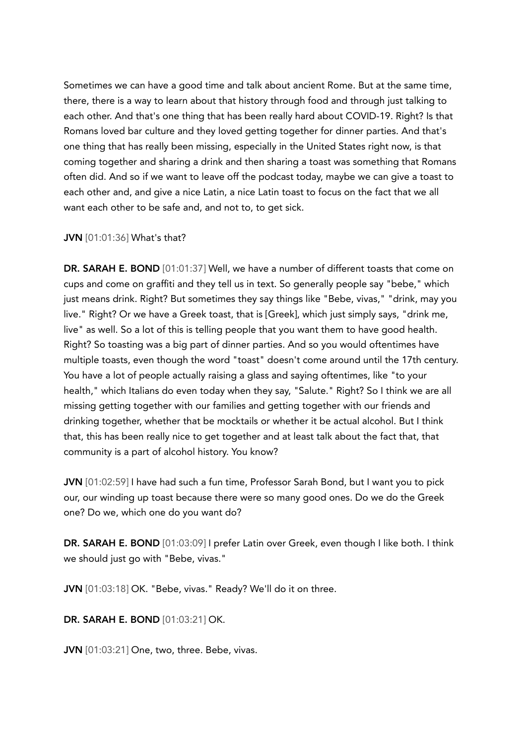Sometimes we can have a good time and talk about ancient Rome. But at the same time, there, there is a way to learn about that history through food and through just talking to each other. And that's one thing that has been really hard about COVID-19. Right? Is that Romans loved bar culture and they loved getting together for dinner parties. And that's one thing that has really been missing, especially in the United States right now, is that coming together and sharing a drink and then sharing a toast was something that Romans often did. And so if we want to leave off the podcast today, maybe we can give a toast to each other and, and give a nice Latin, a nice Latin toast to focus on the fact that we all want each other to be safe and, and not to, to get sick.

**JVN** [01:01:36] What's that?

**DR. SARAH E. BOND** [01:01:37] Well, we have a number of different toasts that come on cups and come on graffiti and they tell us in text. So generally people say "bebe," which just means drink. Right? But sometimes they say things like "Bebe, vivas," "drink, may you live." Right? Or we have a Greek toast, that is [Greek], which just simply says, "drink me, live" as well. So a lot of this is telling people that you want them to have good health. Right? So toasting was a big part of dinner parties. And so you would oftentimes have multiple toasts, even though the word "toast" doesn't come around until the 17th century. You have a lot of people actually raising a glass and saying oftentimes, like "to your health," which Italians do even today when they say, "Salute." Right? So I think we are all missing getting together with our families and getting together with our friends and drinking together, whether that be mocktails or whether it be actual alcohol. But I think that, this has been really nice to get together and at least talk about the fact that, that community is a part of alcohol history. You know?

**JVN** [01:02:59] I have had such a fun time, Professor Sarah Bond, but I want you to pick our, our winding up toast because there were so many good ones. Do we do the Greek one? Do we, which one do you want do?

**DR. SARAH E. BOND** [01:03:09] I prefer Latin over Greek, even though I like both. I think we should just go with "Bebe, vivas."

**JVN** [01:03:18] OK. "Bebe, vivas." Ready? We'll do it on three.

**DR. SARAH E. BOND** [01:03:21] OK.

**JVN** [01:03:21] One, two, three. Bebe, vivas.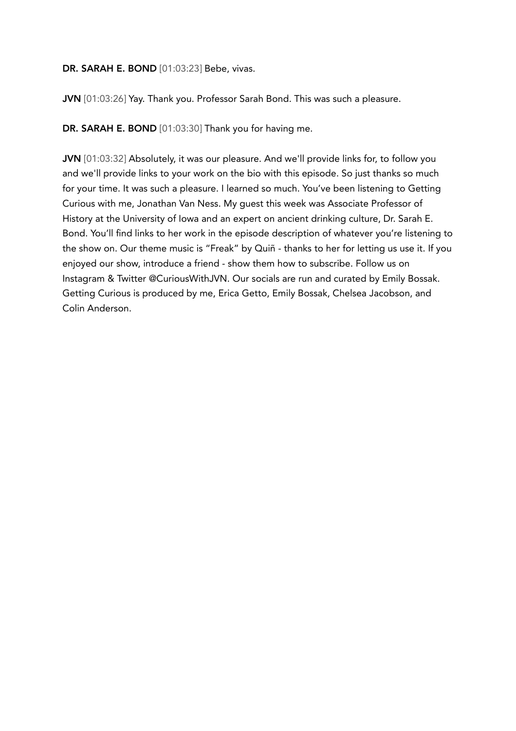**DR. SARAH E. BOND** [01:03:23] Bebe, vivas.

**JVN** [01:03:26] Yay. Thank you. Professor Sarah Bond. This was such a pleasure.

**DR. SARAH E. BOND** [01:03:30] Thank you for having me.

**JVN** [01:03:32] Absolutely, it was our pleasure. And we'll provide links for, to follow you and we'll provide links to your work on the bio with this episode. So just thanks so much for your time. It was such a pleasure. I learned so much. You've been listening to Getting Curious with me, Jonathan Van Ness. My guest this week was Associate Professor of History at the University of Iowa and an expert on ancient drinking culture, Dr. Sarah E. Bond. You'll find links to her work in the episode description of whatever you're listening to the show on. Our theme music is "Freak" by Quiñ - thanks to her for letting us use it. If you enjoyed our show, introduce a friend - show them how to subscribe. Follow us on Instagram & Twitter @CuriousWithJVN. Our socials are run and curated by Emily Bossak. Getting Curious is produced by me, Erica Getto, Emily Bossak, Chelsea Jacobson, and Colin Anderson.